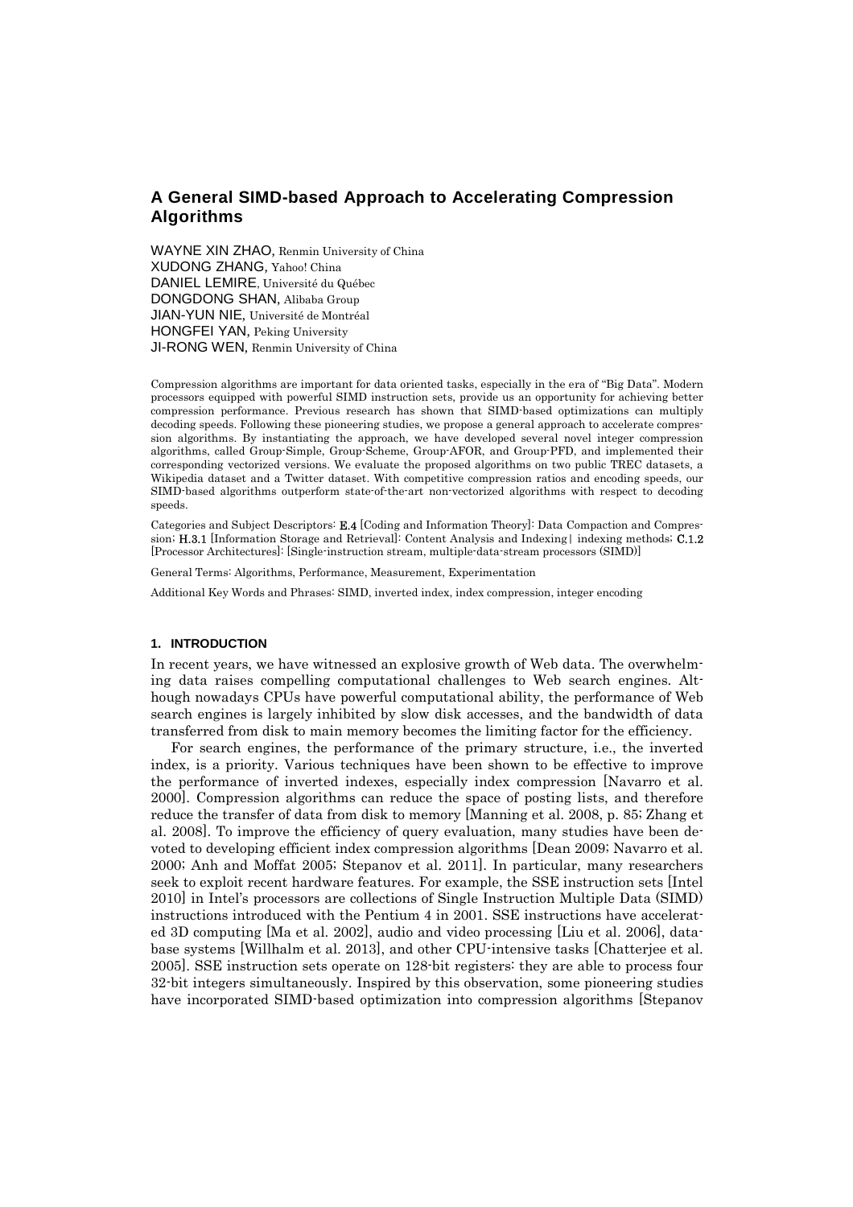# A General SIMD-based Approach to Accelerating Compression Algorithms

WAYNE XIN ZHAO, Renmin University of China
XUDONG ZHANG, Yahoo! China
DANIEL LEMIRE, Université du Québec
DONGDONG SHAN, Alibaba Group
JIAN-YUN NIE, Université de Montréal
HONGFEI YAN, Peking University
JI-RONG WEN, Renmin University of China

Compression algorithms are important for data oriented tasks, especially in the era of "Big Data". Modern processors equipped with powerful SIMD instruction sets, provide us an opportunity for achieving better compression performance. Previous research has shown that SIMD-based optimizations can multiply decoding speeds. Following these pioneering studies, we propose a general approach to accelerate compression algorithms. By instantiating the approach, we have developed several novel integer compression algorithms, called Group-Simple, Group-Scheme, Group-AFOR, and Group-PFD, and implemented their corresponding vectorized versions. We evaluate the proposed algorithms on two public TREC datasets, a Wikipedia dataset and a Twitter dataset. With competitive compression ratios and encoding speeds, our SIMD-based algorithms outperform state-of-the-art non-vectorized algorithms with respect to decoding speeds.

Categories and Subject Descriptors: **E.4** [Coding and Information Theory]: Data Compaction and Compression; **H.3.1** [Information Storage and Retrieval]: Content Analysis and Indexing | indexing methods; **C.1.2** [Processor Architectures]: [Single-instruction stream, multiple-data-stream processors (SIMD)]

General Terms: Algorithms, Performance, Measurement, Experimentation

Additional Key Words and Phrases: SIMD, inverted index, index compression, integer encoding

## 1. INTRODUCTION

In recent years, we have witnessed an explosive growth of Web data. The overwhelming data raises compelling computational challenges to Web search engines. Although nowadays CPUs have powerful computational ability, the performance of Web search engines is largely inhibited by slow disk accesses, and the bandwidth of data transferred from disk to main memory becomes the limiting factor for the efficiency.

For search engines, the performance of the primary structure, i.e., the inverted index, is a priority. Various techniques have been shown to be effective to improve the performance of inverted indexes, especially index compression [Navarro et al. 2000]. Compression algorithms can reduce the space of posting lists, and therefore reduce the transfer of data from disk to memory [Manning et al. 2008, p. 85; Zhang et al. 2008]. To improve the efficiency of query evaluation, many studies have been devoted to developing efficient index compression algorithms [Dean 2009; Navarro et al. 2000; Anh and Moffat 2005; Stepanov et al. 2011]. In particular, many researchers seek to exploit recent hardware features. For example, the SSE instruction sets [Intel 2010] in Intel's processors are collections of Single Instruction Multiple Data (SIMD) instructions introduced with the Pentium 4 in 2001. SSE instructions have accelerated 3D computing [Ma et al. 2002], audio and video processing [Liu et al. 2006], database systems [Willhalm et al. 2013], and other CPU-intensive tasks [Chatterjee et al. 2005]. SSE instruction sets operate on 128-bit registers: they are able to process four 32-bit integers simultaneously. Inspired by this observation, some pioneering studies have incorporated SIMD-based optimization into compression algorithms [Stepanov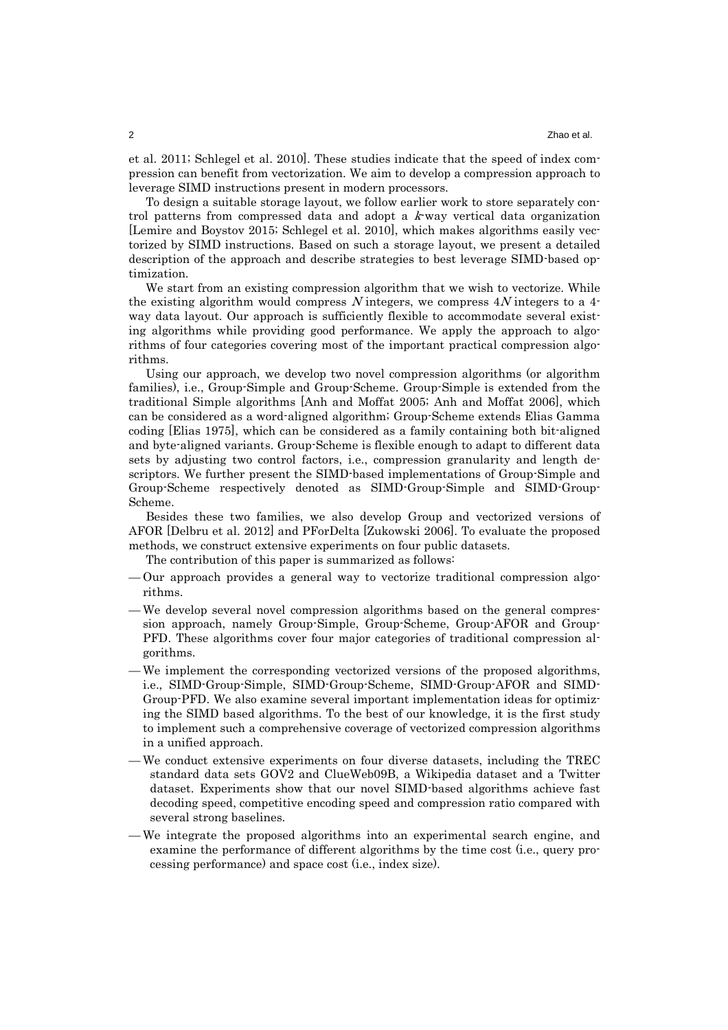et al. 2011; Schlegel et al. 2010]. These studies indicate that the speed of index compression can benefit from vectorization. We aim to develop a compression approach to leverage SIMD instructions present in modern processors.

To design a suitable storage layout, we follow earlier work to store separately control patterns from compressed data and adopt a $k$-way vertical data organization [Lemire and Boystov 2015; Schlegel et al. 2010], which makes algorithms easily vectorized by SIMD instructions. Based on such a storage layout, we present a detailed description of the approach and describe strategies to best leverage SIMD-based optimization.

We start from an existing compression algorithm that we wish to vectorize. While the existing algorithm would compress $N$ integers, we compress $4N$ integers to a 4-way data layout. Our approach is sufficiently flexible to accommodate several existing algorithms while providing good performance. We apply the approach to algorithms of four categories covering most of the important practical compression algorithms.

Using our approach, we develop two novel compression algorithms (or algorithm families), i.e., Group-Simple and Group-Scheme. Group-Simple is extended from the traditional Simple algorithms [Anh and Moffat 2005; Anh and Moffat 2006], which can be considered as a word-aligned algorithm; Group-Scheme extends Elias Gamma coding [Elias 1975], which can be considered as a family containing both bit-aligned and byte-aligned variants. Group-Scheme is flexible enough to adapt to different data sets by adjusting two control factors, i.e., compression granularity and length descriptors. We further present the SIMD-based implementations of Group-Simple and Group-Scheme respectively denoted as SIMD-Group-Simple and SIMD-Group-Scheme.

Besides these two families, we also develop Group and vectorized versions of AFOR [Delbru et al. 2012] and PForDelta [Zukowski 2006]. To evaluate the proposed methods, we construct extensive experiments on four public datasets.

The contribution of this paper is summarized as follows:

— Our approach provides a general way to vectorize traditional compression algorithms.
— We develop several novel compression algorithms based on the general compression approach, namely Group-Simple, Group-Scheme, Group-AFOR and Group-PFD. These algorithms cover four major categories of traditional compression algorithms.
— We implement the corresponding vectorized versions of the proposed algorithms, i.e., SIMD-Group-Simple, SIMD-Group-Scheme, SIMD-Group-AFOR and SIMD-Group-PFD. We also examine several important implementation ideas for optimizing the SIMD based algorithms. To the best of our knowledge, it is the first study to implement such a comprehensive coverage of vectorized compression algorithms in a unified approach.
— We conduct extensive experiments on four diverse datasets, including the TREC standard data sets GOV2 and ClueWeb09B, a Wikipedia dataset and a Twitter dataset. Experiments show that our novel SIMD-based algorithms achieve fast decoding speed, competitive encoding speed and compression ratio compared with several strong baselines.
— We integrate the proposed algorithms into an experimental search engine, and examine the performance of different algorithms by the time cost (i.e., query processing performance) and space cost (i.e., index size).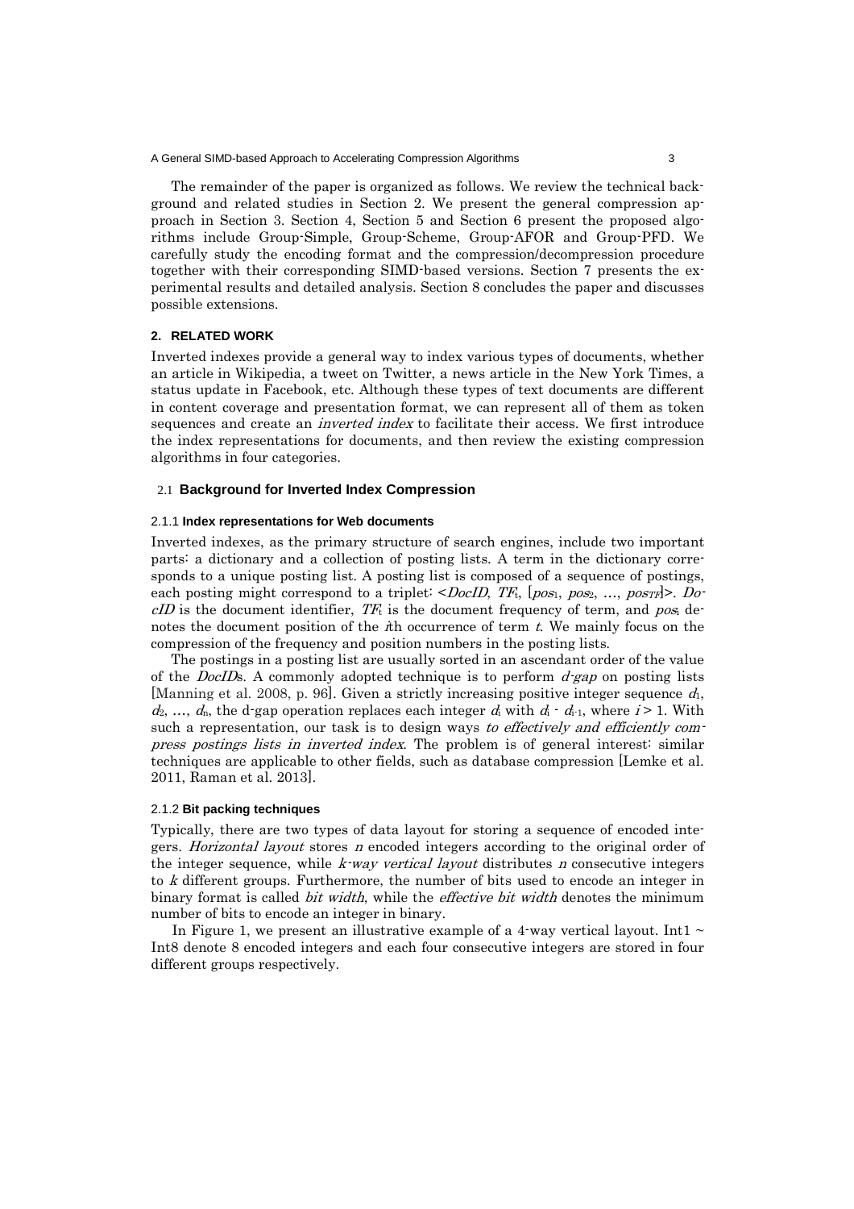The remainder of the paper is organized as follows. We review the technical background and related studies in Section 2. We present the general compression approach in Section 3. Section 4, Section 5 and Section 6 present the proposed algorithms include Group-Simple, Group-Scheme, Group-AFOR and Group-PFD. We carefully study the encoding format and the compression/decompression procedure together with their corresponding SIMD-based versions. Section 7 presents the experimental results and detailed analysis. Section 8 concludes the paper and discusses possible extensions.

## 2. RELATED WORK

Inverted indexes provide a general way to index various types of documents, whether an article in Wikipedia, a tweet on Twitter, a news article in the New York Times, a status update in Facebook, etc. Although these types of text documents are different in content coverage and presentation format, we can represent all of them as token sequences and create an *inverted index* to facilitate their access. We first introduce the index representations for documents, and then review the existing compression algorithms in four categories.

### 2.1 Background for Inverted Index Compression

#### 2.1.1 Index representations for Web documents

Inverted indexes, as the primary structure of search engines, include two important parts: a dictionary and a collection of posting lists. A term in the dictionary corresponds to a unique posting list. A posting list is composed of a sequence of postings, each posting might correspond to a triplet: $<DocID, TF_t, [pos_1, pos_2, \ldots, pos_{TF}]>$. *DocID* is the document identifier, $TF_t$ is the document frequency of term, and $pos_i$ denotes the document position of the $i$th occurrence of term $t$. We mainly focus on the compression of the frequency and position numbers in the posting lists.

The postings in a posting list are usually sorted in an ascendant order of the value of the *DocID*s. A commonly adopted technique is to perform *d-gap* on posting lists [Manning et al. 2008, p. 96]. Given a strictly increasing positive integer sequence $d_1$, $d_2$, …, $d_n$, the d-gap operation replaces each integer $d_i$ with $d_i - d_{i-1}$, where $i > 1$. With such a representation, our task is to design ways *to effectively and efficiently compress postings lists in inverted index*. The problem is of general interest: similar techniques are applicable to other fields, such as database compression [Lemke et al. 2011, Raman et al. 2013].

#### 2.1.2 Bit packing techniques

Typically, there are two types of data layout for storing a sequence of encoded integers. *Horizontal layout* stores $n$ encoded integers according to the original order of the integer sequence, while *k-way vertical layout* distributes $n$ consecutive integers to $k$ different groups. Furthermore, the number of bits used to encode an integer in binary format is called *bit width*, while the *effective bit width* denotes the minimum number of bits to encode an integer in binary.

In Figure 1, we present an illustrative example of a 4-way vertical layout. Int1 ~ Int8 denote 8 encoded integers and each four consecutive integers are stored in four different groups respectively.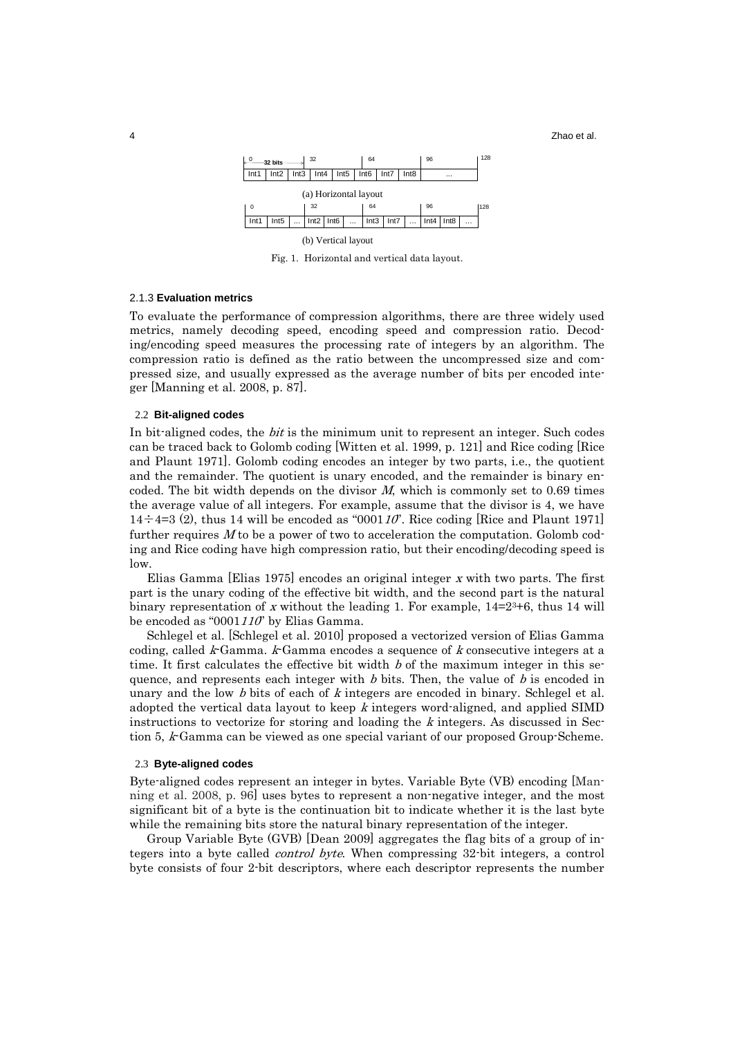| 0 | 32 bits | | 32 | | 64 | | | 96 | | 128 |
|---|---|---|---|---|---|---|---|---|---|---|
| Int1 | Int2 | Int3 | Int4 | Int5 | Int6 | Int7 | Int8 | ... | | |

(a) Horizontal layout

| 0 | | | 32 | | | 64 | | | 96 | | | 128 |
|---|---|---|---|---|---|---|---|---|---|---|---|---|
| Int1 | Int5 | ... | Int2 | Int6 | ... | Int3 | Int7 | ... | Int4 | Int8 | ... | |

(b) Vertical layout

Fig. 1. Horizontal and vertical data layout.

#### 2.1.3 **Evaluation metrics**

To evaluate the performance of compression algorithms, there are three widely used metrics, namely decoding speed, encoding speed and compression ratio. Decoding/encoding speed measures the processing rate of integers by an algorithm. The compression ratio is defined as the ratio between the uncompressed size and compressed size, and usually expressed as the average number of bits per encoded integer [Manning et al. 2008, p. 87].

### 2.2 **Bit-aligned codes**

In bit-aligned codes, the *bit* is the minimum unit to represent an integer. Such codes can be traced back to Golomb coding [Witten et al. 1999, p. 121] and Rice coding [Rice and Plaunt 1971]. Golomb coding encodes an integer by two parts, i.e., the quotient and the remainder. The quotient is unary encoded, and the remainder is binary encoded. The bit width depends on the divisor *M*, which is commonly set to 0.69 times the average value of all integers. For example, assume that the divisor is 4, we have $14 \div 4 = 3$ (2), thus 14 will be encoded as "0001*10*". Rice coding [Rice and Plaunt 1971] further requires *M* to be a power of two to acceleration the computation. Golomb coding and Rice coding have high compression ratio, but their encoding/decoding speed is low.

Elias Gamma [Elias 1975] encodes an original integer *x* with two parts. The first part is the unary coding of the effective bit width, and the second part is the natural binary representation of *x* without the leading 1. For example, $14 = 2^3 + 6$, thus 14 will be encoded as "0001*110*" by Elias Gamma.

Schlegel et al. [Schlegel et al. 2010] proposed a vectorized version of Elias Gamma coding, called *k*-Gamma. *k*-Gamma encodes a sequence of *k* consecutive integers at a time. It first calculates the effective bit width *b* of the maximum integer in this sequence, and represents each integer with *b* bits. Then, the value of *b* is encoded in unary and the low *b* bits of each of *k* integers are encoded in binary. Schlegel et al. adopted the vertical data layout to keep *k* integers word-aligned, and applied SIMD instructions to vectorize for storing and loading the *k* integers. As discussed in Section 5, *k*-Gamma can be viewed as one special variant of our proposed Group-Scheme.

### 2.3 **Byte-aligned codes**

Byte-aligned codes represent an integer in bytes. Variable Byte (VB) encoding [Manning et al. 2008, p. 96] uses bytes to represent a non-negative integer, and the most significant bit of a byte is the continuation bit to indicate whether it is the last byte while the remaining bits store the natural binary representation of the integer.

Group Variable Byte (GVB) [Dean 2009] aggregates the flag bits of a group of integers into a byte called *control byte*. When compressing 32-bit integers, a control byte consists of four 2-bit descriptors, where each descriptor represents the number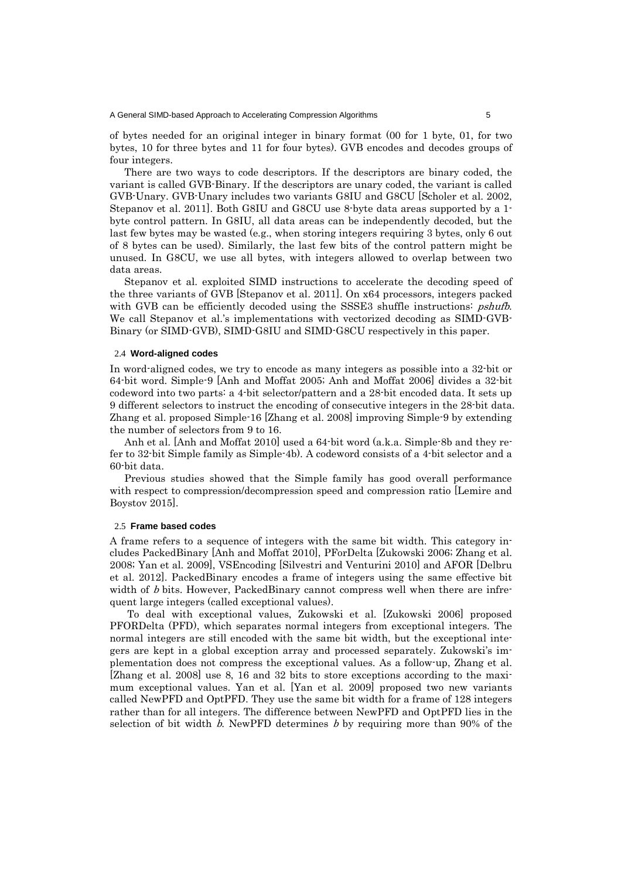of bytes needed for an original integer in binary format (00 for 1 byte, 01, for two bytes, 10 for three bytes and 11 for four bytes). GVB encodes and decodes groups of four integers.

There are two ways to code descriptors. If the descriptors are binary coded, the variant is called GVB-Binary. If the descriptors are unary coded, the variant is called GVB-Unary. GVB-Unary includes two variants G8IU and G8CU [Scholer et al. 2002, Stepanov et al. 2011]. Both G8IU and G8CU use 8-byte data areas supported by a 1-byte control pattern. In G8IU, all data areas can be independently decoded, but the last few bytes may be wasted (e.g., when storing integers requiring 3 bytes, only 6 out of 8 bytes can be used). Similarly, the last few bits of the control pattern might be unused. In G8CU, we use all bytes, with integers allowed to overlap between two data areas.

Stepanov et al. exploited SIMD instructions to accelerate the decoding speed of the three variants of GVB [Stepanov et al. 2011]. On x64 processors, integers packed with GVB can be efficiently decoded using the SSSE3 shuffle instructions: *pshufb*. We call Stepanov et al.'s implementations with vectorized decoding as SIMD-GVB-Binary (or SIMD-GVB), SIMD-G8IU and SIMD-G8CU respectively in this paper.

## 2.4 Word-aligned codes

In word-aligned codes, we try to encode as many integers as possible into a 32-bit or 64-bit word. Simple-9 [Anh and Moffat 2005; Anh and Moffat 2006] divides a 32-bit codeword into two parts: a 4-bit selector/pattern and a 28-bit encoded data. It sets up 9 different selectors to instruct the encoding of consecutive integers in the 28-bit data. Zhang et al. proposed Simple-16 [Zhang et al. 2008] improving Simple-9 by extending the number of selectors from 9 to 16.

Anh et al. [Anh and Moffat 2010] used a 64-bit word (a.k.a. Simple-8b and they refer to 32-bit Simple family as Simple-4b). A codeword consists of a 4-bit selector and a 60-bit data.

Previous studies showed that the Simple family has good overall performance with respect to compression/decompression speed and compression ratio [Lemire and Boystov 2015].

## 2.5 Frame based codes

A frame refers to a sequence of integers with the same bit width. This category includes PackedBinary [Anh and Moffat 2010], PForDelta [Zukowski 2006; Zhang et al. 2008; Yan et al. 2009], VSEncoding [Silvestri and Venturini 2010] and AFOR [Delbru et al. 2012]. PackedBinary encodes a frame of integers using the same effective bit width of *b* bits. However, PackedBinary cannot compress well when there are infrequent large integers (called exceptional values).

To deal with exceptional values, Zukowski et al. [Zukowski 2006] proposed PFORDelta (PFD), which separates normal integers from exceptional integers. The normal integers are still encoded with the same bit width, but the exceptional integers are kept in a global exception array and processed separately. Zukowski's implementation does not compress the exceptional values. As a follow-up, Zhang et al. [Zhang et al. 2008] use 8, 16 and 32 bits to store exceptions according to the maximum exceptional values. Yan et al. [Yan et al. 2009] proposed two new variants called NewPFD and OptPFD. They use the same bit width for a frame of 128 integers rather than for all integers. The difference between NewPFD and OptPFD lies in the selection of bit width *b*. NewPFD determines *b* by requiring more than 90% of the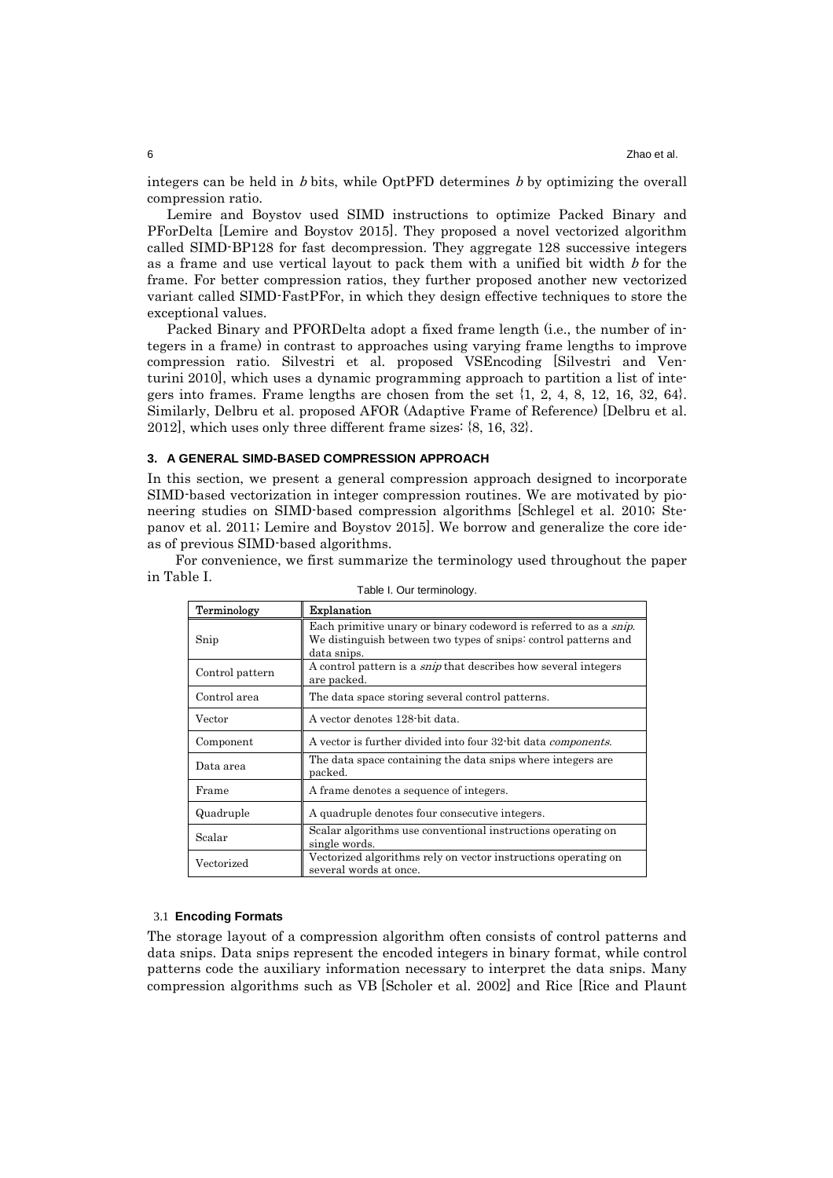integers can be held in $b$ bits, while OptPFD determines $b$ by optimizing the overall compression ratio.

Lemire and Boystov used SIMD instructions to optimize Packed Binary and PForDelta [Lemire and Boystov 2015]. They proposed a novel vectorized algorithm called SIMD-BP128 for fast decompression. They aggregate 128 successive integers as a frame and use vertical layout to pack them with a unified bit width $b$ for the frame. For better compression ratios, they further proposed another new vectorized variant called SIMD-FastPFor, in which they design effective techniques to store the exceptional values.

Packed Binary and PFORDelta adopt a fixed frame length (i.e., the number of integers in a frame) in contrast to approaches using varying frame lengths to improve compression ratio. Silvestri et al. proposed VSEncoding [Silvestri and Venturini 2010], which uses a dynamic programming approach to partition a list of integers into frames. Frame lengths are chosen from the set {1, 2, 4, 8, 12, 16, 32, 64}. Similarly, Delbru et al. proposed AFOR (Adaptive Frame of Reference) [Delbru et al. 2012], which uses only three different frame sizes: {8, 16, 32}.

## 3. A GENERAL SIMD-BASED COMPRESSION APPROACH

In this section, we present a general compression approach designed to incorporate SIMD-based vectorization in integer compression routines. We are motivated by pioneering studies on SIMD-based compression algorithms [Schlegel et al. 2010; Stepanov et al. 2011; Lemire and Boystov 2015]. We borrow and generalize the core ideas of previous SIMD-based algorithms.

For convenience, we first summarize the terminology used throughout the paper in Table I.

Table I. Our terminology.

| Terminology | Explanation |
|---|---|
| Snip | Each primitive unary or binary codeword is referred to as a *snip*. We distinguish between two types of snips: control patterns and data snips. |
| Control pattern | A control pattern is a *snip* that describes how several integers are packed. |
| Control area | The data space storing several control patterns. |
| Vector | A vector denotes 128-bit data. |
| Component | A vector is further divided into four 32-bit data *components*. |
| Data area | The data space containing the data snips where integers are packed. |
| Frame | A frame denotes a sequence of integers. |
| Quadruple | A quadruple denotes four consecutive integers. |
| Scalar | Scalar algorithms use conventional instructions operating on single words. |
| Vectorized | Vectorized algorithms rely on vector instructions operating on several words at once. |

### 3.1 Encoding Formats

The storage layout of a compression algorithm often consists of control patterns and data snips. Data snips represent the encoded integers in binary format, while control patterns code the auxiliary information necessary to interpret the data snips. Many compression algorithms such as VB [Scholer et al. 2002] and Rice [Rice and Plaunt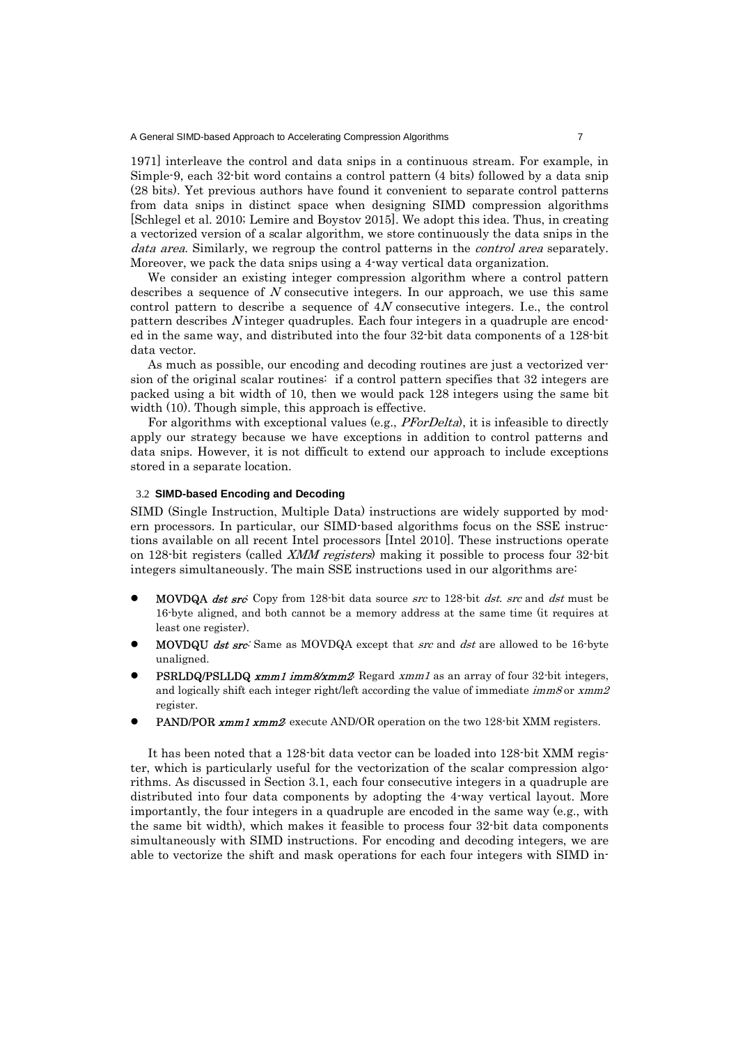1971] interleave the control and data snips in a continuous stream. For example, in Simple-9, each 32-bit word contains a control pattern (4 bits) followed by a data snip (28 bits). Yet previous authors have found it convenient to separate control patterns from data snips in distinct space when designing SIMD compression algorithms [Schlegel et al. 2010; Lemire and Boystov 2015]. We adopt this idea. Thus, in creating a vectorized version of a scalar algorithm, we store continuously the data snips in the *data area*. Similarly, we regroup the control patterns in the *control area* separately. Moreover, we pack the data snips using a 4-way vertical data organization.

We consider an existing integer compression algorithm where a control pattern describes a sequence of $N$ consecutive integers. In our approach, we use this same control pattern to describe a sequence of $4N$ consecutive integers. I.e., the control pattern describes $N$ integer quadruples. Each four integers in a quadruple are encoded in the same way, and distributed into the four 32-bit data components of a 128-bit data vector.

As much as possible, our encoding and decoding routines are just a vectorized version of the original scalar routines: if a control pattern specifies that 32 integers are packed using a bit width of 10, then we would pack 128 integers using the same bit width (10). Though simple, this approach is effective.

For algorithms with exceptional values (e.g., *PForDelta*), it is infeasible to directly apply our strategy because we have exceptions in addition to control patterns and data snips. However, it is not difficult to extend our approach to include exceptions stored in a separate location.

### 3.2 SIMD-based Encoding and Decoding

SIMD (Single Instruction, Multiple Data) instructions are widely supported by modern processors. In particular, our SIMD-based algorithms focus on the SSE instructions available on all recent Intel processors [Intel 2010]. These instructions operate on 128-bit registers (called *XMM registers*) making it possible to process four 32-bit integers simultaneously. The main SSE instructions used in our algorithms are:

- **MOVDQA *dst src***: Copy from 128-bit data source *src* to 128-bit *dst*. *src* and *dst* must be 16-byte aligned, and both cannot be a memory address at the same time (it requires at least one register).
- **MOVDQU *dst src***: Same as MOVDQA except that *src* and *dst* are allowed to be 16-byte unaligned.
- **PSRLDQ/PSLLDQ *xmm1 imm8/xmm2***: Regard *xmm1* as an array of four 32-bit integers, and logically shift each integer right/left according the value of immediate *imm8* or *xmm2* register.
- **PAND/POR *xmm1 xmm2***: execute AND/OR operation on the two 128-bit XMM registers.

It has been noted that a 128-bit data vector can be loaded into 128-bit XMM register, which is particularly useful for the vectorization of the scalar compression algorithms. As discussed in Section 3.1, each four consecutive integers in a quadruple are distributed into four data components by adopting the 4-way vertical layout. More importantly, the four integers in a quadruple are encoded in the same way (e.g., with the same bit width), which makes it feasible to process four 32-bit data components simultaneously with SIMD instructions. For encoding and decoding integers, we are able to vectorize the shift and mask operations for each four integers with SIMD in-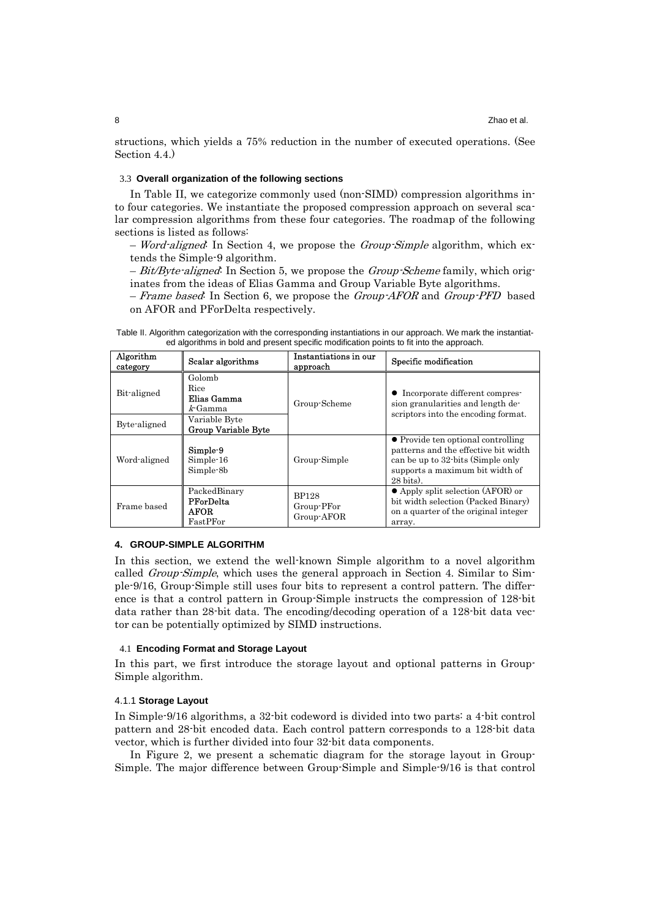structions, which yields a 75% reduction in the number of executed operations. (See Section 4.4.)

### 3.3 Overall organization of the following sections

In Table II, we categorize commonly used (non-SIMD) compression algorithms into four categories. We instantiate the proposed compression approach on several scalar compression algorithms from these four categories. The roadmap of the following sections is listed as follows:

– *Word-aligned*: In Section 4, we propose the *Group-Simple* algorithm, which extends the Simple-9 algorithm.

– *Bit/Byte-aligned*: In Section 5, we propose the *Group-Scheme* family, which originates from the ideas of Elias Gamma and Group Variable Byte algorithms.

– *Frame based*: In Section 6, we propose the *Group-AFOR* and *Group-PFD* based on AFOR and PForDelta respectively.

Table II. Algorithm categorization with the corresponding instantiations in our approach. We mark the instantiated algorithms in bold and present specific modification points to fit into the approach.

| Algorithm category | Scalar algorithms | Instantiations in our approach | Specific modification |
|---|---|---|---|
| Bit-aligned | Golomb<br>Rice<br>**Elias Gamma**<br>*k*-Gamma | Group-Scheme | ● Incorporate different compression granularities and length descriptors into the encoding format. |
| Byte-aligned | Variable Byte<br>**Group Variable Byte** | | |
| Word-aligned | **Simple-9**<br>Simple-16<br>Simple-8b | Group-Simple | ● Provide ten optional controlling patterns and the effective bit width can be up to 32-bits (Simple only supports a maximum bit width of 28 bits). |
| Frame based | PackedBinary<br>**PForDelta**<br>**AFOR**<br>FastPFor | BP128<br>Group-PFor<br>Group-AFOR | ● Apply split selection (AFOR) or bit width selection (Packed Binary) on a quarter of the original integer array. |

## 4. GROUP-SIMPLE ALGORITHM

In this section, we extend the well-known Simple algorithm to a novel algorithm called *Group-Simple*, which uses the general approach in Section 4. Similar to Simple-9/16, Group-Simple still uses four bits to represent a control pattern. The difference is that a control pattern in Group-Simple instructs the compression of 128-bit data rather than 28-bit data. The encoding/decoding operation of a 128-bit data vector can be potentially optimized by SIMD instructions.

### 4.1 Encoding Format and Storage Layout

In this part, we first introduce the storage layout and optional patterns in Group-Simple algorithm.

#### 4.1.1 Storage Layout

In Simple-9/16 algorithms, a 32-bit codeword is divided into two parts: a 4-bit control pattern and 28-bit encoded data. Each control pattern corresponds to a 128-bit data vector, which is further divided into four 32-bit data components.

In Figure 2, we present a schematic diagram for the storage layout in Group-Simple. The major difference between Group-Simple and Simple-9/16 is that control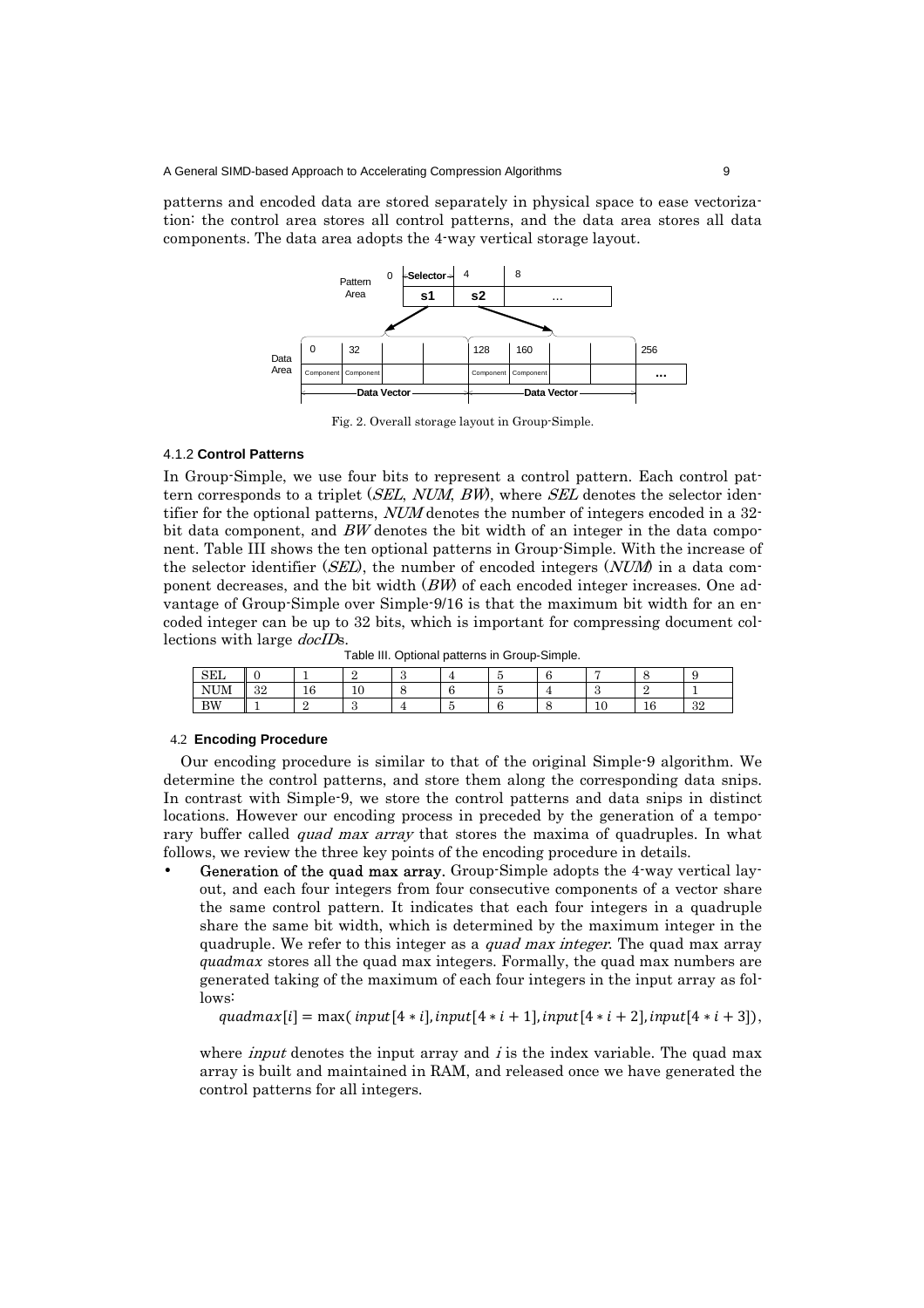patterns and encoded data are stored separately in physical space to ease vectorization: the control area stores all control patterns, and the data area stores all data components. The data area adopts the 4-way vertical storage layout.

Fig. 2. Overall storage layout in Group-Simple.

#### 4.1.2 Control Patterns

In Group-Simple, we use four bits to represent a control pattern. Each control pattern corresponds to a triplet (*SEL*, *NUM*, *BW*), where *SEL* denotes the selector identifier for the optional patterns, *NUM* denotes the number of integers encoded in a 32-bit data component, and *BW* denotes the bit width of an integer in the data component. Table III shows the ten optional patterns in Group-Simple. With the increase of the selector identifier (*SEL*), the number of encoded integers (*NUM*) in a data component decreases, and the bit width (*BW*) of each encoded integer increases. One advantage of Group-Simple over Simple-9/16 is that the maximum bit width for an encoded integer can be up to 32 bits, which is important for compressing document collections with large *docID*s.

Table III. Optional patterns in Group-Simple.

| SEL | 0 | 1 | 2 | 3 | 4 | 5 | 6 | 7 | 8 | 9 |
|---|---|---|---|---|---|---|---|---|---|---|
| NUM | 32 | 16 | 10 | 8 | 6 | 5 | 4 | 3 | 2 | 1 |
| BW | 1 | 2 | 3 | 4 | 5 | 6 | 8 | 10 | 16 | 32 |

### 4.2 Encoding Procedure

Our encoding procedure is similar to that of the original Simple-9 algorithm. We determine the control patterns, and store them along the corresponding data snips. In contrast with Simple-9, we store the control patterns and data snips in distinct locations. However our encoding process in preceded by the generation of a temporary buffer called *quad max array* that stores the maxima of quadruples. In what follows, we review the three key points of the encoding procedure in details.

- **Generation of the quad max array.** Group-Simple adopts the 4-way vertical layout, and each four integers from four consecutive components of a vector share the same control pattern. It indicates that each four integers in a quadruple share the same bit width, which is determined by the maximum integer in the quadruple. We refer to this integer as a *quad max integer*. The quad max array $quadmax$ stores all the quad max integers. Formally, the quad max numbers are generated taking of the maximum of each four integers in the input array as follows:

  $$quadmax[i] = \max(\, input[4*i], input[4*i+1], input[4*i+2], input[4*i+3]),$$

  where *input* denotes the input array and $i$ is the index variable. The quad max array is built and maintained in RAM, and released once we have generated the control patterns for all integers.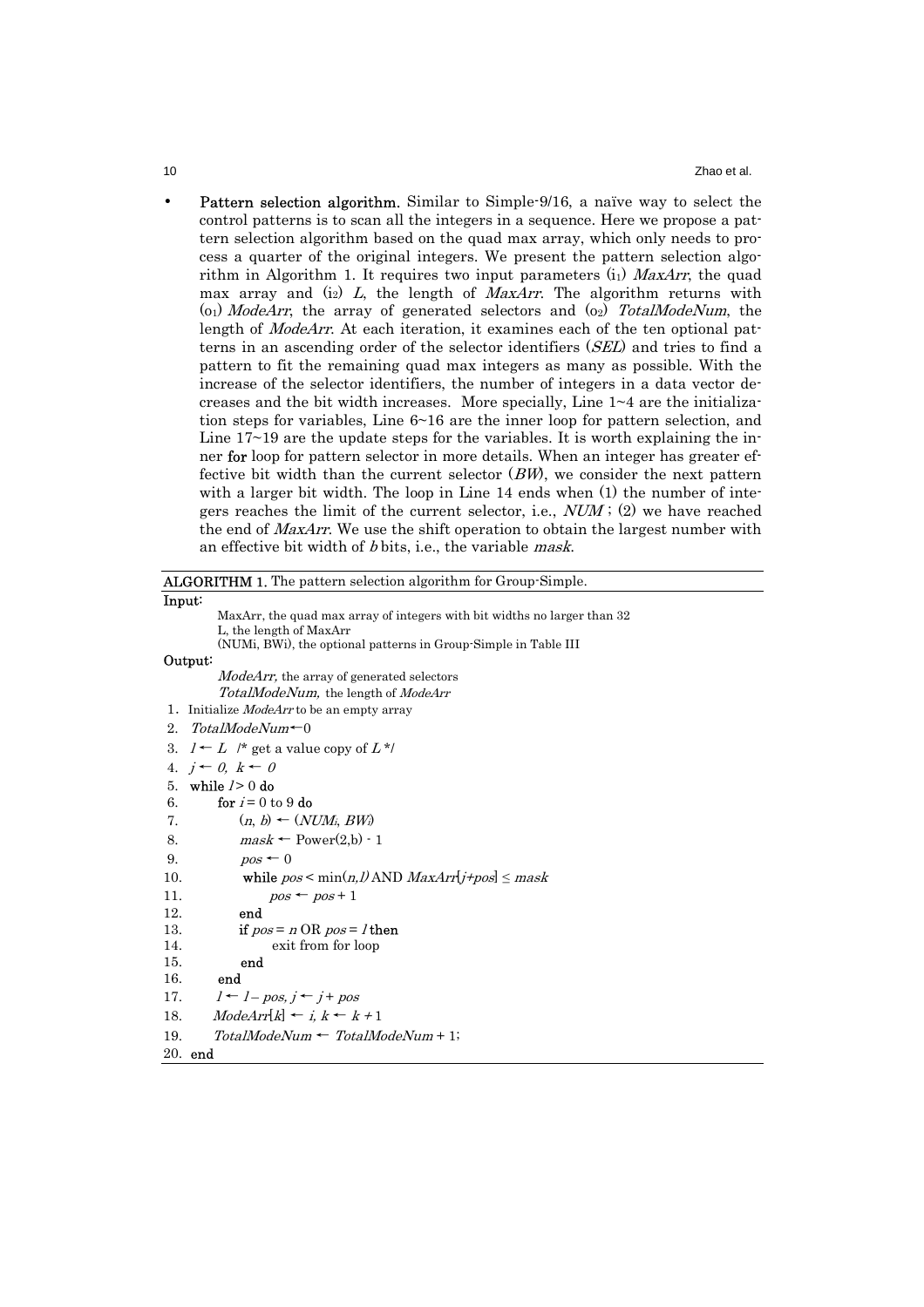- **Pattern selection algorithm.** Similar to Simple-9/16, a naïve way to select the control patterns is to scan all the integers in a sequence. Here we propose a pattern selection algorithm based on the quad max array, which only needs to process a quarter of the original integers. We present the pattern selection algorithm in Algorithm 1. It requires two input parameters ($i_1$) *MaxArr*, the quad max array and ($i_2$) *L*, the length of *MaxArr*. The algorithm returns with ($o_1$) *ModeArr*, the array of generated selectors and ($o_2$) *TotalModeNum*, the length of *ModeArr*. At each iteration, it examines each of the ten optional patterns in an ascending order of the selector identifiers (*SEL*) and tries to find a pattern to fit the remaining quad max integers as many as possible. With the increase of the selector identifiers, the number of integers in a data vector decreases and the bit width increases. More specially, Line 1~4 are the initialization steps for variables, Line 6~16 are the inner loop for pattern selection, and Line 17~19 are the update steps for the variables. It is worth explaining the inner **for** loop for pattern selector in more details. When an integer has greater effective bit width than the current selector (*BW*), we consider the next pattern with a larger bit width. The loop in Line 14 ends when (1) the number of integers reaches the limit of the current selector, i.e., *NUM* ; (2) we have reached the end of *MaxArr*. We use the shift operation to obtain the largest number with an effective bit width of *b* bits, i.e., the variable *mask*.

**ALGORITHM 1.** The pattern selection algorithm for Group-Simple.

**Input:**

MaxArr, the quad max array of integers with bit widths no larger than 32
L, the length of MaxArr
(NUMi, BWi), the optional patterns in Group-Simple in Table III

**Output:**

*ModeArr,* the array of generated selectors
*TotalModeNum,* the length of *ModeArr*

```
1.  Initialize ModeArr to be an empty array
2.  TotalModeNum ← 0
3.  l ← L  /* get a value copy of L */
4.  j ← 0, k ← 0
5.  while l > 0 do
6.      for i = 0 to 9 do
7.          (n, b) ← (NUM_i, BW_i)
8.          mask ← Power(2,b) - 1
9.          pos ← 0
10.         while pos < min(n,l) AND MaxArr[j+pos] ≤ mask
11.             pos ← pos + 1
12.         end
13.         if pos = n OR pos = l then
14.             exit from for loop
15.         end
16.     end
17.     l ← l – pos, j ← j + pos
18.     ModeArr[k] ← i, k ← k + 1
19.     TotalModeNum ← TotalModeNum + 1;
20. end
```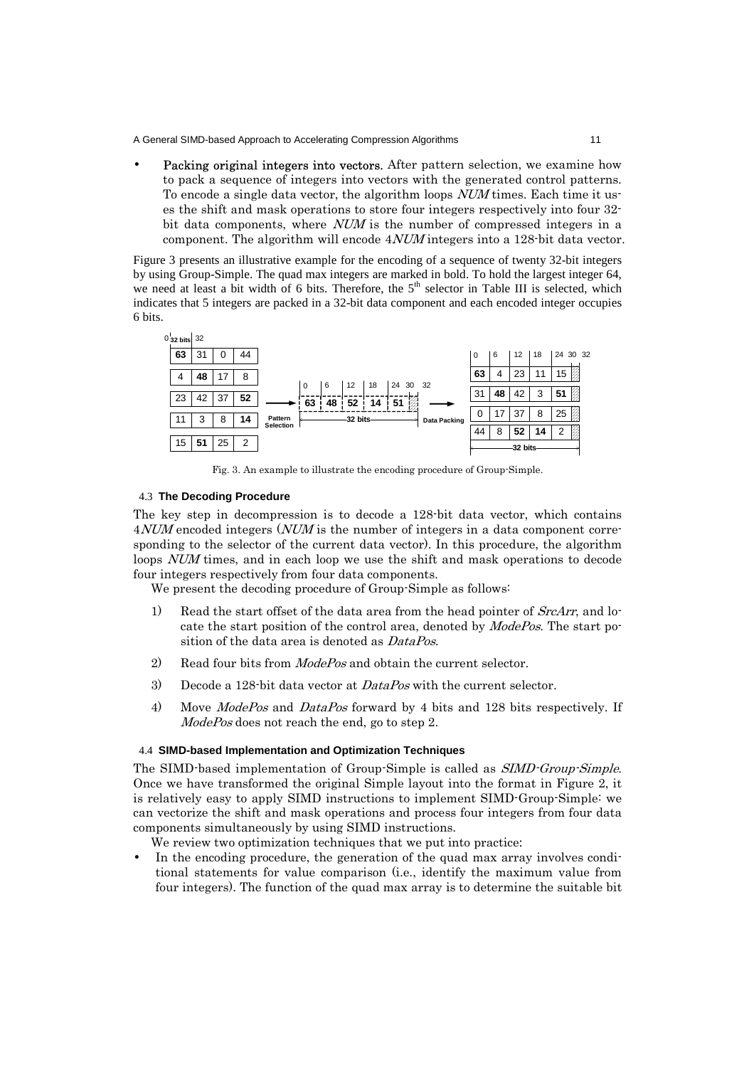- **Packing original integers into vectors.** After pattern selection, we examine how to pack a sequence of integers into vectors with the generated control patterns. To encode a single data vector, the algorithm loops *NUM* times. Each time it uses the shift and mask operations to store four integers respectively into four 32-bit data components, where *NUM* is the number of compressed integers in a component. The algorithm will encode 4*NUM* integers into a 128-bit data vector.

Figure 3 presents an illustrative example for the encoding of a sequence of twenty 32-bit integers by using Group-Simple. The quad max integers are marked in bold. To hold the largest integer 64, we need at least a bit width of 6 bits. Therefore, the 5th selector in Table III is selected, which indicates that 5 integers are packed in a 32-bit data component and each encoded integer occupies 6 bits.

Fig. 3. An example to illustrate the encoding procedure of Group-Simple.

### 4.3 The Decoding Procedure

The key step in decompression is to decode a 128-bit data vector, which contains 4*NUM* encoded integers (*NUM* is the number of integers in a data component corresponding to the selector of the current data vector). In this procedure, the algorithm loops *NUM* times, and in each loop we use the shift and mask operations to decode four integers respectively from four data components.

We present the decoding procedure of Group-Simple as follows:

1) Read the start offset of the data area from the head pointer of *SrcArr*, and locate the start position of the control area, denoted by *ModePos*. The start position of the data area is denoted as *DataPos*.
2) Read four bits from *ModePos* and obtain the current selector.
3) Decode a 128-bit data vector at *DataPos* with the current selector.
4) Move *ModePos* and *DataPos* forward by 4 bits and 128 bits respectively. If *ModePos* does not reach the end, go to step 2.

### 4.4 SIMD-based Implementation and Optimization Techniques

The SIMD-based implementation of Group-Simple is called as *SIMD-Group-Simple*. Once we have transformed the original Simple layout into the format in Figure 2, it is relatively easy to apply SIMD instructions to implement SIMD-Group-Simple: we can vectorize the shift and mask operations and process four integers from four data components simultaneously by using SIMD instructions.

We review two optimization techniques that we put into practice:

- In the encoding procedure, the generation of the quad max array involves conditional statements for value comparison (i.e., identify the maximum value from four integers). The function of the quad max array is to determine the suitable bit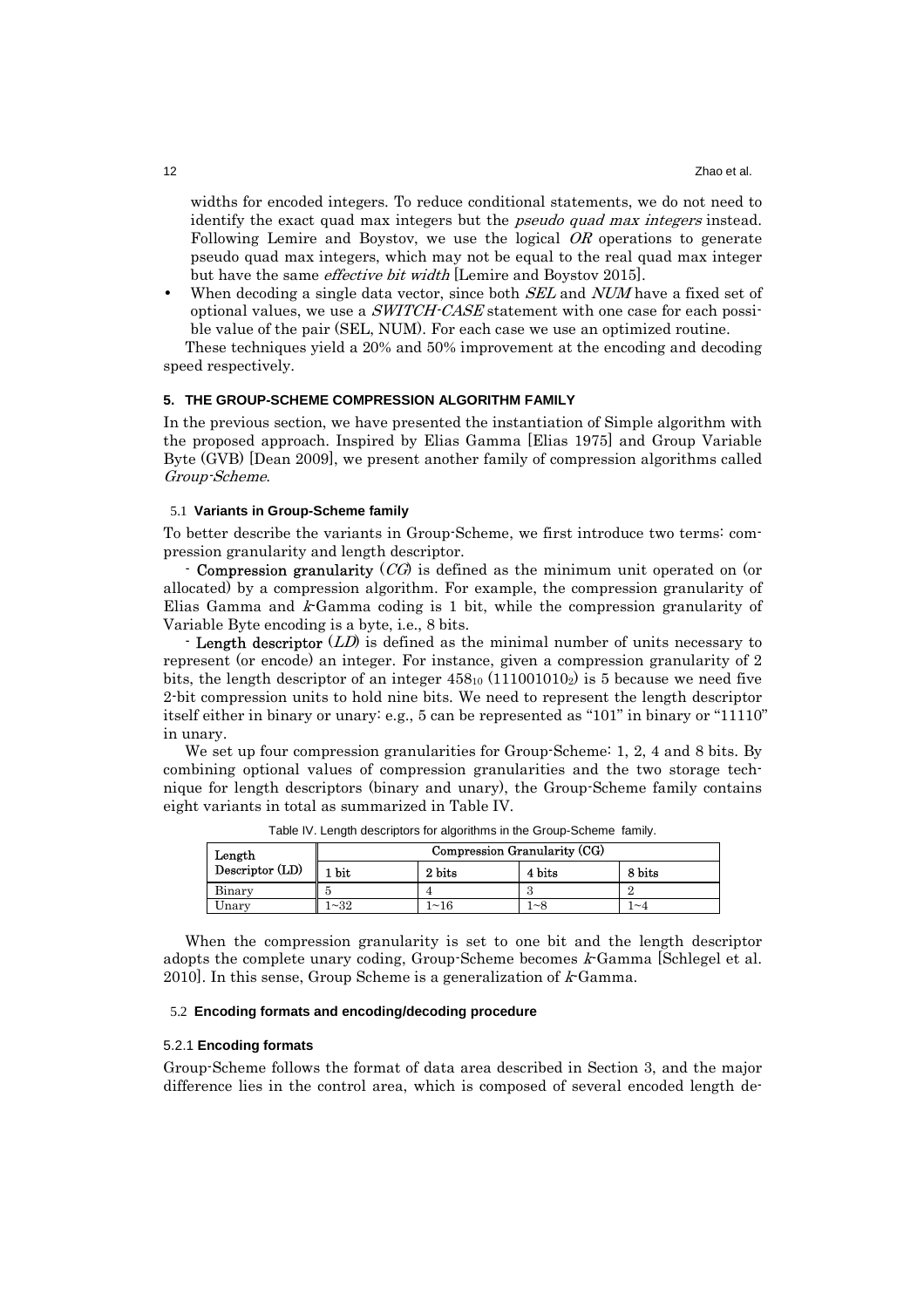widths for encoded integers. To reduce conditional statements, we do not need to identify the exact quad max integers but the *pseudo quad max integers* instead. Following Lemire and Boystov, we use the logical *OR* operations to generate pseudo quad max integers, which may not be equal to the real quad max integer but have the same *effective bit width* [Lemire and Boystov 2015].

- When decoding a single data vector, since both *SEL* and *NUM* have a fixed set of optional values, we use a *SWITCH-CASE* statement with one case for each possible value of the pair (SEL, NUM). For each case we use an optimized routine.

These techniques yield a 20% and 50% improvement at the encoding and decoding speed respectively.

## 5. THE GROUP-SCHEME COMPRESSION ALGORITHM FAMILY

In the previous section, we have presented the instantiation of Simple algorithm with the proposed approach. Inspired by Elias Gamma [Elias 1975] and Group Variable Byte (GVB) [Dean 2009], we present another family of compression algorithms called *Group-Scheme*.

### 5.1 Variants in Group-Scheme family

To better describe the variants in Group-Scheme, we first introduce two terms: compression granularity and length descriptor.

- **Compression granularity** (*CG*) is defined as the minimum unit operated on (or allocated) by a compression algorithm. For example, the compression granularity of Elias Gamma and *k*-Gamma coding is 1 bit, while the compression granularity of Variable Byte encoding is a byte, i.e., 8 bits.

- **Length descriptor** (*LD*) is defined as the minimal number of units necessary to represent (or encode) an integer. For instance, given a compression granularity of 2 bits, the length descriptor of an integer $458_{10}$ ($111001010_2$) is 5 because we need five 2-bit compression units to hold nine bits. We need to represent the length descriptor itself either in binary or unary: e.g., 5 can be represented as "101" in binary or "11110" in unary.

We set up four compression granularities for Group-Scheme: 1, 2, 4 and 8 bits. By combining optional values of compression granularities and the two storage technique for length descriptors (binary and unary), the Group-Scheme family contains eight variants in total as summarized in Table IV.

Table IV. Length descriptors for algorithms in the Group-Scheme family.

| Length Descriptor (LD) | Compression Granularity (CG) | | | |
|---|---|---|---|---|
| | 1 bit | 2 bits | 4 bits | 8 bits |
| Binary | 5 | 4 | 3 | 2 |
| Unary | 1~32 | 1~16 | 1~8 | 1~4 |

When the compression granularity is set to one bit and the length descriptor adopts the complete unary coding, Group-Scheme becomes *k*-Gamma [Schlegel et al. 2010]. In this sense, Group Scheme is a generalization of *k*-Gamma.

### 5.2 Encoding formats and encoding/decoding procedure

#### 5.2.1 Encoding formats

Group-Scheme follows the format of data area described in Section 3, and the major difference lies in the control area, which is composed of several encoded length de-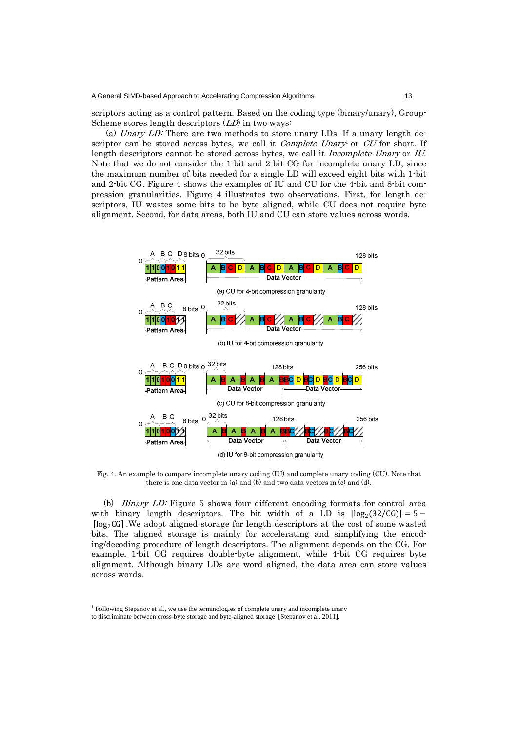scriptors acting as a control pattern. Based on the coding type (binary/unary), Group-Scheme stores length descriptors (*LD*) in two ways:

(a) *Unary LD:* There are two methods to store unary LDs. If a unary length descriptor can be stored across bytes, we call it *Complete Unary*[1] or *CU* for short. If length descriptors cannot be stored across bytes, we call it *Incomplete Unary* or *IU*. Note that we do not consider the 1-bit and 2-bit CG for incomplete unary LD, since the maximum number of bits needed for a single LD will exceed eight bits with 1-bit and 2-bit CG. Figure 4 shows the examples of IU and CU for the 4-bit and 8-bit compression granularities. Figure 4 illustrates two observations. First, for length descriptors, IU wastes some bits to be byte aligned, while CU does not require byte alignment. Second, for data areas, both IU and CU can store values across words.

Fig. 4. An example to compare incomplete unary coding (IU) and complete unary coding (CU). Note that there is one data vector in (a) and (b) and two data vectors in (c) and (d).

(b) *Binary LD:* Figure 5 shows four different encoding formats for control area with binary length descriptors. The bit width of a LD is $\lceil \log_2(32/\text{CG}) \rceil = 5 - \lceil \log_2 \text{CG} \rceil$ .We adopt aligned storage for length descriptors at the cost of some wasted bits. The aligned storage is mainly for accelerating and simplifying the encoding/decoding procedure of length descriptors. The alignment depends on the CG. For example, 1-bit CG requires double-byte alignment, while 4-bit CG requires byte alignment. Although binary LDs are word aligned, the data area can store values across words.

[1] Following Stepanov et al., we use the terminologies of complete unary and incomplete unary to discriminate between cross-byte storage and byte-aligned storage [Stepanov et al. 2011].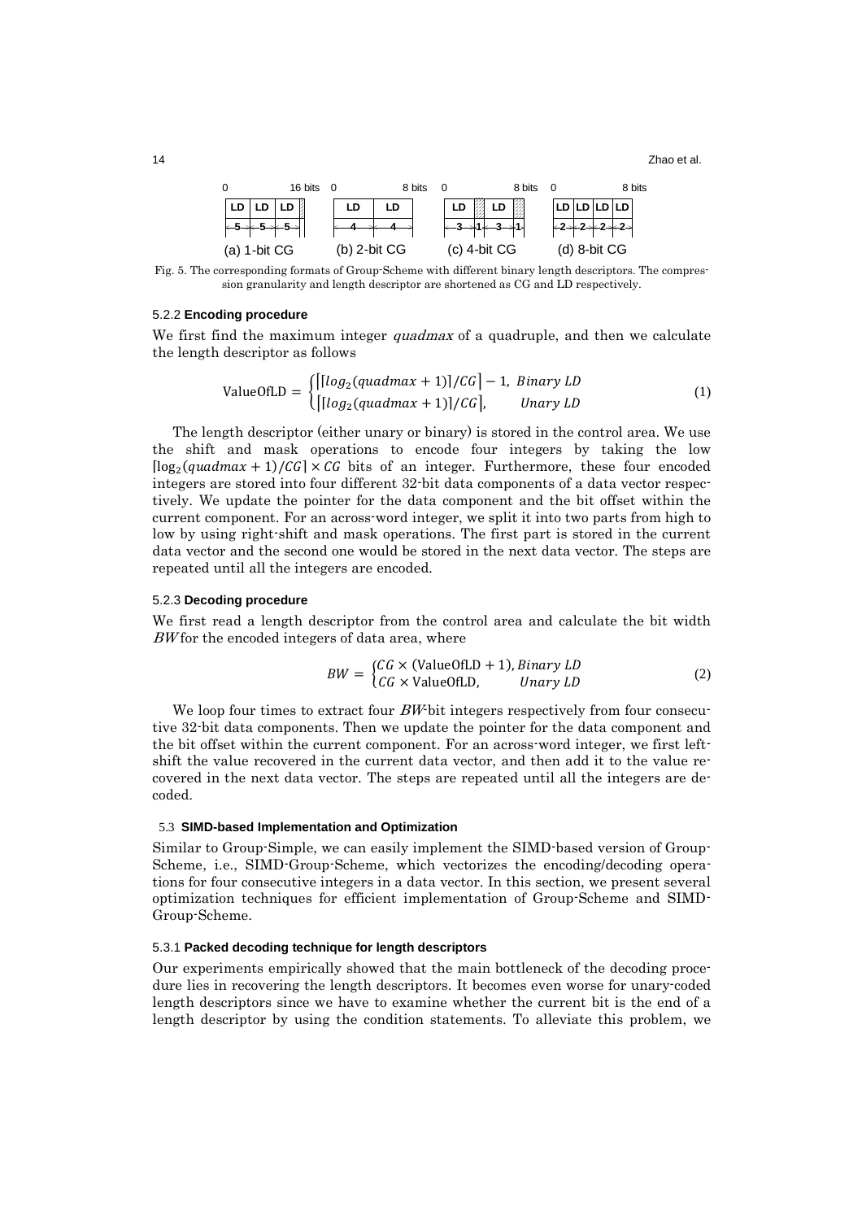| 0 | | | 16 bits |
|---|---|---|---|
| LD | LD | LD | |
| 5 | 5 | 5 | |

(a) 1-bit CG

| 0 | 8 bits |
|---|---|
| LD | LD |
| 4 | 4 |

(b) 2-bit CG

| 0 | | | 8 bits |
|---|---|---|---|
| LD | | LD | |
| 3 | 1 | 3 | 1 |

(c) 4-bit CG

| 0 | | | 8 bits |
|---|---|---|---|
| LD | LD | LD | LD |
| 2 | 2 | 2 | 2 |

(d) 8-bit CG

Fig. 5. The corresponding formats of Group-Scheme with different binary length descriptors. The compression granularity and length descriptor are shortened as CG and LD respectively.

#### 5.2.2 Encoding procedure

We first find the maximum integer *quadmax* of a quadruple, and then we calculate the length descriptor as follows

$$\text{ValueOfLD} = \begin{cases} \lceil \lceil log_2(quadmax + 1) \rceil / CG \rceil - 1, & Binary\ LD \\ \lceil \lceil log_2(quadmax + 1) \rceil / CG \rceil, & Unary\ LD \end{cases} \tag{1}$$

The length descriptor (either unary or binary) is stored in the control area. We use the shift and mask operations to encode four integers by taking the low $\lceil \log_2(quadmax + 1)/CG \rceil \times CG$ bits of an integer. Furthermore, these four encoded integers are stored into four different 32-bit data components of a data vector respectively. We update the pointer for the data component and the bit offset within the current component. For an across-word integer, we split it into two parts from high to low by using right-shift and mask operations. The first part is stored in the current data vector and the second one would be stored in the next data vector. The steps are repeated until all the integers are encoded.

#### 5.2.3 Decoding procedure

We first read a length descriptor from the control area and calculate the bit width *BW* for the encoded integers of data area, where

$$BW = \begin{cases} CG \times (\text{ValueOfLD} + 1), & Binary\ LD \\ CG \times \text{ValueOfLD}, & Unary\ LD \end{cases} \tag{2}$$

We loop four times to extract four *BW*-bit integers respectively from four consecutive 32-bit data components. Then we update the pointer for the data component and the bit offset within the current component. For an across-word integer, we first left-shift the value recovered in the current data vector, and then add it to the value recovered in the next data vector. The steps are repeated until all the integers are decoded.

### 5.3 SIMD-based Implementation and Optimization

Similar to Group-Simple, we can easily implement the SIMD-based version of Group-Scheme, i.e., SIMD-Group-Scheme, which vectorizes the encoding/decoding operations for four consecutive integers in a data vector. In this section, we present several optimization techniques for efficient implementation of Group-Scheme and SIMD-Group-Scheme.

#### 5.3.1 Packed decoding technique for length descriptors

Our experiments empirically showed that the main bottleneck of the decoding procedure lies in recovering the length descriptors. It becomes even worse for unary-coded length descriptors since we have to examine whether the current bit is the end of a length descriptor by using the condition statements. To alleviate this problem, we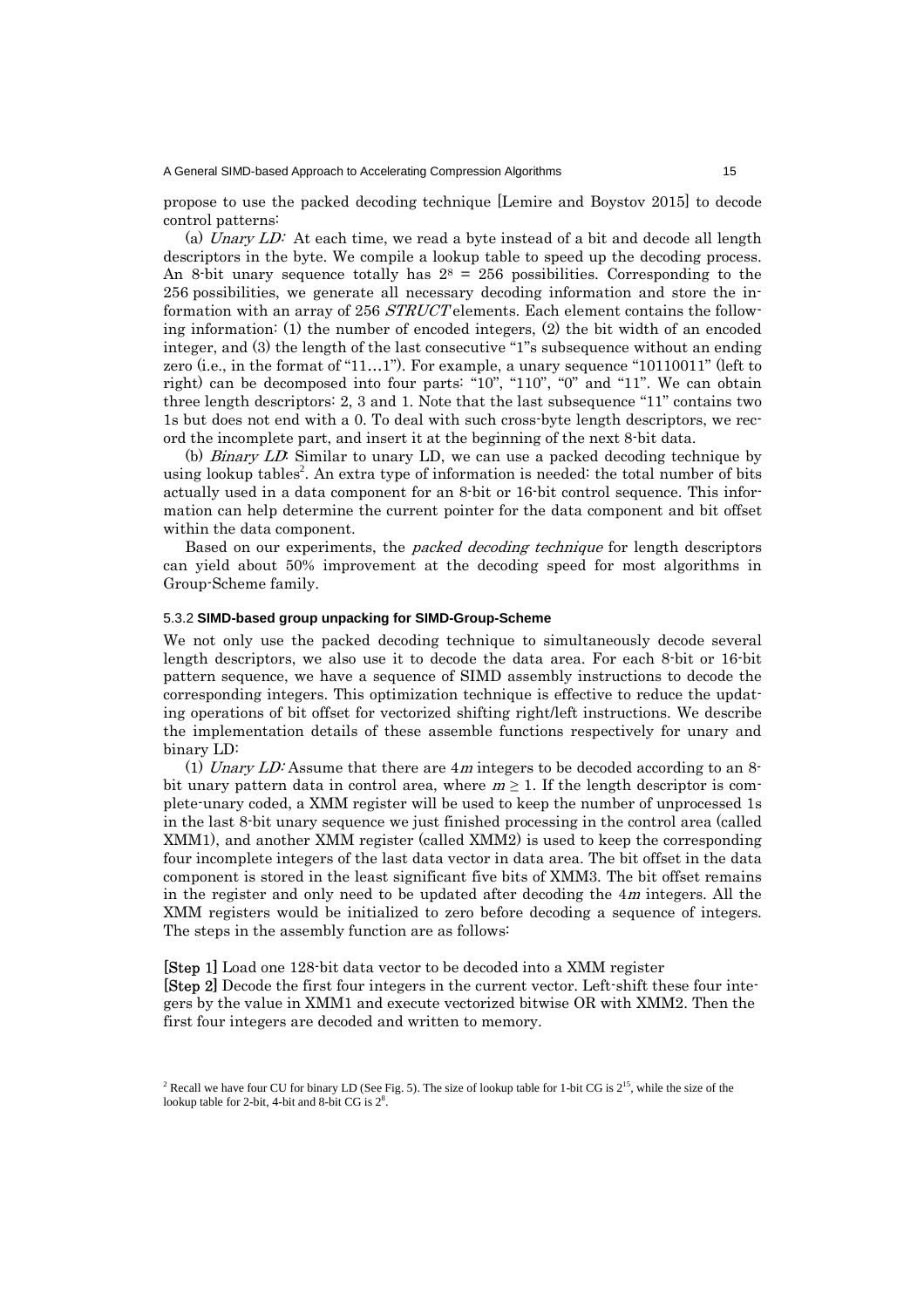propose to use the packed decoding technique [Lemire and Boystov 2015] to decode control patterns:

(a) *Unary LD:* At each time, we read a byte instead of a bit and decode all length descriptors in the byte. We compile a lookup table to speed up the decoding process. An 8-bit unary sequence totally has $2^8 = 256$ possibilities. Corresponding to the 256 possibilities, we generate all necessary decoding information and store the information with an array of 256 *STRUCT* elements. Each element contains the following information: (1) the number of encoded integers, (2) the bit width of an encoded integer, and (3) the length of the last consecutive "1"s subsequence without an ending zero (i.e., in the format of "11…1"). For example, a unary sequence "10110011" (left to right) can be decomposed into four parts: "10", "110", "0" and "11". We can obtain three length descriptors: 2, 3 and 1. Note that the last subsequence "11" contains two 1s but does not end with a 0. To deal with such cross-byte length descriptors, we record the incomplete part, and insert it at the beginning of the next 8-bit data.

(b) *Binary LD*: Similar to unary LD, we can use a packed decoding technique by using lookup tables[2]. An extra type of information is needed: the total number of bits actually used in a data component for an 8-bit or 16-bit control sequence. This information can help determine the current pointer for the data component and bit offset within the data component.

Based on our experiments, the *packed decoding technique* for length descriptors can yield about 50% improvement at the decoding speed for most algorithms in Group-Scheme family.

### 5.3.2 SIMD-based group unpacking for SIMD-Group-Scheme

We not only use the packed decoding technique to simultaneously decode several length descriptors, we also use it to decode the data area. For each 8-bit or 16-bit pattern sequence, we have a sequence of SIMD assembly instructions to decode the corresponding integers. This optimization technique is effective to reduce the updating operations of bit offset for vectorized shifting right/left instructions. We describe the implementation details of these assemble functions respectively for unary and binary LD:

(1) *Unary LD:* Assume that there are $4m$ integers to be decoded according to an 8-bit unary pattern data in control area, where $m \geq 1$. If the length descriptor is complete-unary coded, a XMM register will be used to keep the number of unprocessed 1s in the last 8-bit unary sequence we just finished processing in the control area (called XMM1), and another XMM register (called XMM2) is used to keep the corresponding four incomplete integers of the last data vector in data area. The bit offset in the data component is stored in the least significant five bits of XMM3. The bit offset remains in the register and only need to be updated after decoding the $4m$ integers. All the XMM registers would be initialized to zero before decoding a sequence of integers. The steps in the assembly function are as follows:

**[Step 1]** Load one 128-bit data vector to be decoded into a XMM register
**[Step 2]** Decode the first four integers in the current vector. Left-shift these four integers by the value in XMM1 and execute vectorized bitwise OR with XMM2. Then the first four integers are decoded and written to memory.

[2] Recall we have four CU for binary LD (See Fig. 5). The size of lookup table for 1-bit CG is $2^{15}$, while the size of the lookup table for 2-bit, 4-bit and 8-bit CG is $2^8$.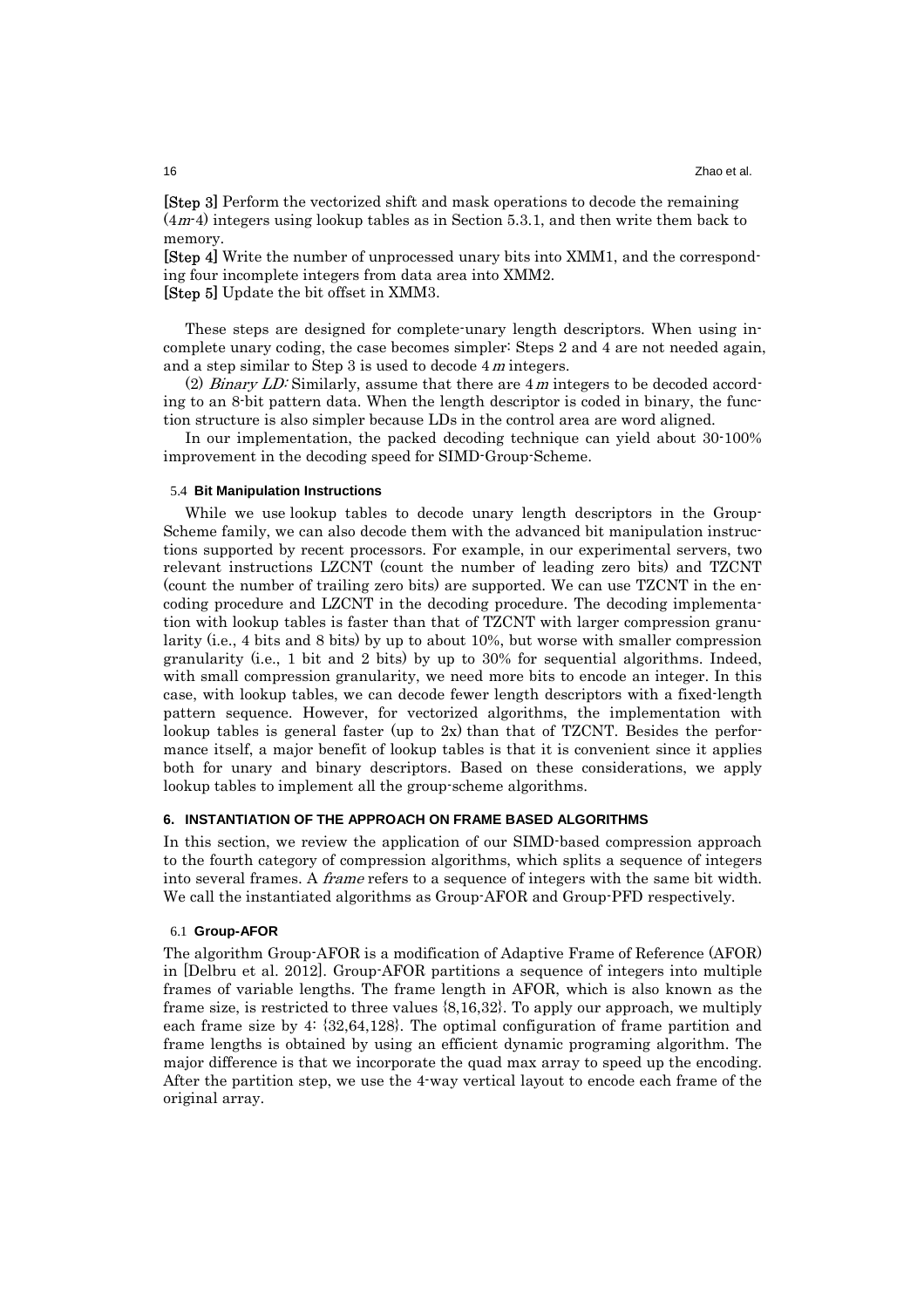**[Step 3]** Perform the vectorized shift and mask operations to decode the remaining ($4m$-4) integers using lookup tables as in Section 5.3.1, and then write them back to memory.

**[Step 4]** Write the number of unprocessed unary bits into XMM1, and the corresponding four incomplete integers from data area into XMM2.

**[Step 5]** Update the bit offset in XMM3.

These steps are designed for complete-unary length descriptors. When using incomplete unary coding, the case becomes simpler: Steps 2 and 4 are not needed again, and a step similar to Step 3 is used to decode $4m$ integers.

(2) *Binary LD:* Similarly, assume that there are $4m$ integers to be decoded according to an 8-bit pattern data. When the length descriptor is coded in binary, the function structure is also simpler because LDs in the control area are word aligned.

In our implementation, the packed decoding technique can yield about 30-100% improvement in the decoding speed for SIMD-Group-Scheme.

### 5.4 Bit Manipulation Instructions

While we use lookup tables to decode unary length descriptors in the Group-Scheme family, we can also decode them with the advanced bit manipulation instructions supported by recent processors. For example, in our experimental servers, two relevant instructions LZCNT (count the number of leading zero bits) and TZCNT (count the number of trailing zero bits) are supported. We can use TZCNT in the encoding procedure and LZCNT in the decoding procedure. The decoding implementation with lookup tables is faster than that of TZCNT with larger compression granularity (i.e., 4 bits and 8 bits) by up to about 10%, but worse with smaller compression granularity (i.e., 1 bit and 2 bits) by up to 30% for sequential algorithms. Indeed, with small compression granularity, we need more bits to encode an integer. In this case, with lookup tables, we can decode fewer length descriptors with a fixed-length pattern sequence. However, for vectorized algorithms, the implementation with lookup tables is general faster (up to 2x) than that of TZCNT. Besides the performance itself, a major benefit of lookup tables is that it is convenient since it applies both for unary and binary descriptors. Based on these considerations, we apply lookup tables to implement all the group-scheme algorithms.

## 6. INSTANTIATION OF THE APPROACH ON FRAME BASED ALGORITHMS

In this section, we review the application of our SIMD-based compression approach to the fourth category of compression algorithms, which splits a sequence of integers into several frames. A *frame* refers to a sequence of integers with the same bit width. We call the instantiated algorithms as Group-AFOR and Group-PFD respectively.

### 6.1 Group-AFOR

The algorithm Group-AFOR is a modification of Adaptive Frame of Reference (AFOR) in [Delbru et al. 2012]. Group-AFOR partitions a sequence of integers into multiple frames of variable lengths. The frame length in AFOR, which is also known as the frame size, is restricted to three values {8,16,32}. To apply our approach, we multiply each frame size by 4: {32,64,128}. The optimal configuration of frame partition and frame lengths is obtained by using an efficient dynamic programing algorithm. The major difference is that we incorporate the quad max array to speed up the encoding. After the partition step, we use the 4-way vertical layout to encode each frame of the original array.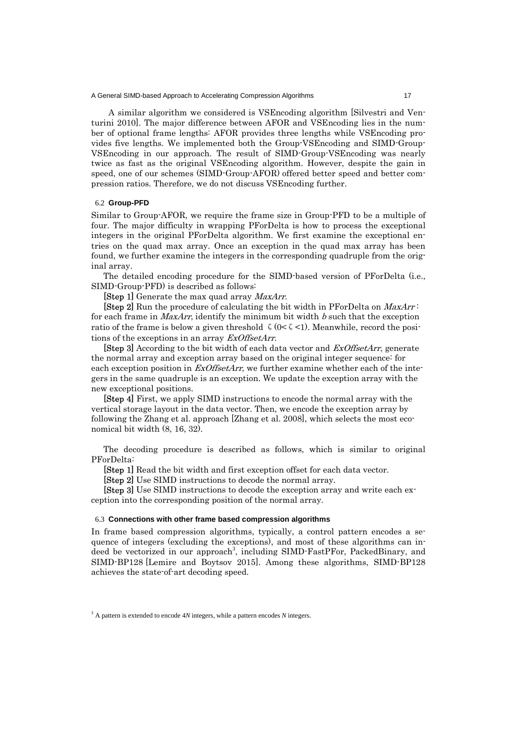A similar algorithm we considered is VSEncoding algorithm [Silvestri and Venturini 2010]. The major difference between AFOR and VSEncoding lies in the number of optional frame lengths: AFOR provides three lengths while VSEncoding provides five lengths. We implemented both the Group-VSEncoding and SIMD-Group-VSEncoding in our approach. The result of SIMD-Group-VSEncoding was nearly twice as fast as the original VSEncoding algorithm. However, despite the gain in speed, one of our schemes (SIMD-Group-AFOR) offered better speed and better compression ratios. Therefore, we do not discuss VSEncoding further.

### 6.2 Group-PFD

Similar to Group-AFOR, we require the frame size in Group-PFD to be a multiple of four. The major difficulty in wrapping PForDelta is how to process the exceptional integers in the original PForDelta algorithm. We first examine the exceptional entries on the quad max array. Once an exception in the quad max array has been found, we further examine the integers in the corresponding quadruple from the original array.

The detailed encoding procedure for the SIMD-based version of PForDelta (i.e., SIMD-Group-PFD) is described as follows:

**[Step 1]** Generate the max quad array *MaxArr*.

**[Step 2]** Run the procedure of calculating the bit width in PForDelta on *MaxArr*: for each frame in *MaxArr*, identify the minimum bit width $b$ such that the exception ratio of the frame is below a given threshold $\zeta$ ($0<\zeta<1$). Meanwhile, record the positions of the exceptions in an array *ExOffsetArr*.

**[Step 3]** According to the bit width of each data vector and *ExOffsetArr*, generate the normal array and exception array based on the original integer sequence: for each exception position in *ExOffsetArr*, we further examine whether each of the integers in the same quadruple is an exception. We update the exception array with the new exceptional positions.

**[Step 4]** First, we apply SIMD instructions to encode the normal array with the vertical storage layout in the data vector. Then, we encode the exception array by following the Zhang et al. approach [Zhang et al. 2008], which selects the most economical bit width (8, 16, 32).

The decoding procedure is described as follows, which is similar to original PForDelta:

**[Step 1]** Read the bit width and first exception offset for each data vector.

**[Step 2]** Use SIMD instructions to decode the normal array.

**[Step 3]** Use SIMD instructions to decode the exception array and write each exception into the corresponding position of the normal array.

### 6.3 Connections with other frame based compression algorithms

In frame based compression algorithms, typically, a control pattern encodes a sequence of integers (excluding the exceptions), and most of these algorithms can indeed be vectorized in our approach[3], including SIMD-FastPFor, PackedBinary, and SIMD-BP128 [Lemire and Boytsov 2015]. Among these algorithms, SIMD-BP128 achieves the state-of-art decoding speed.

[3] A pattern is extended to encode $4N$ integers, while a pattern encodes $N$ integers.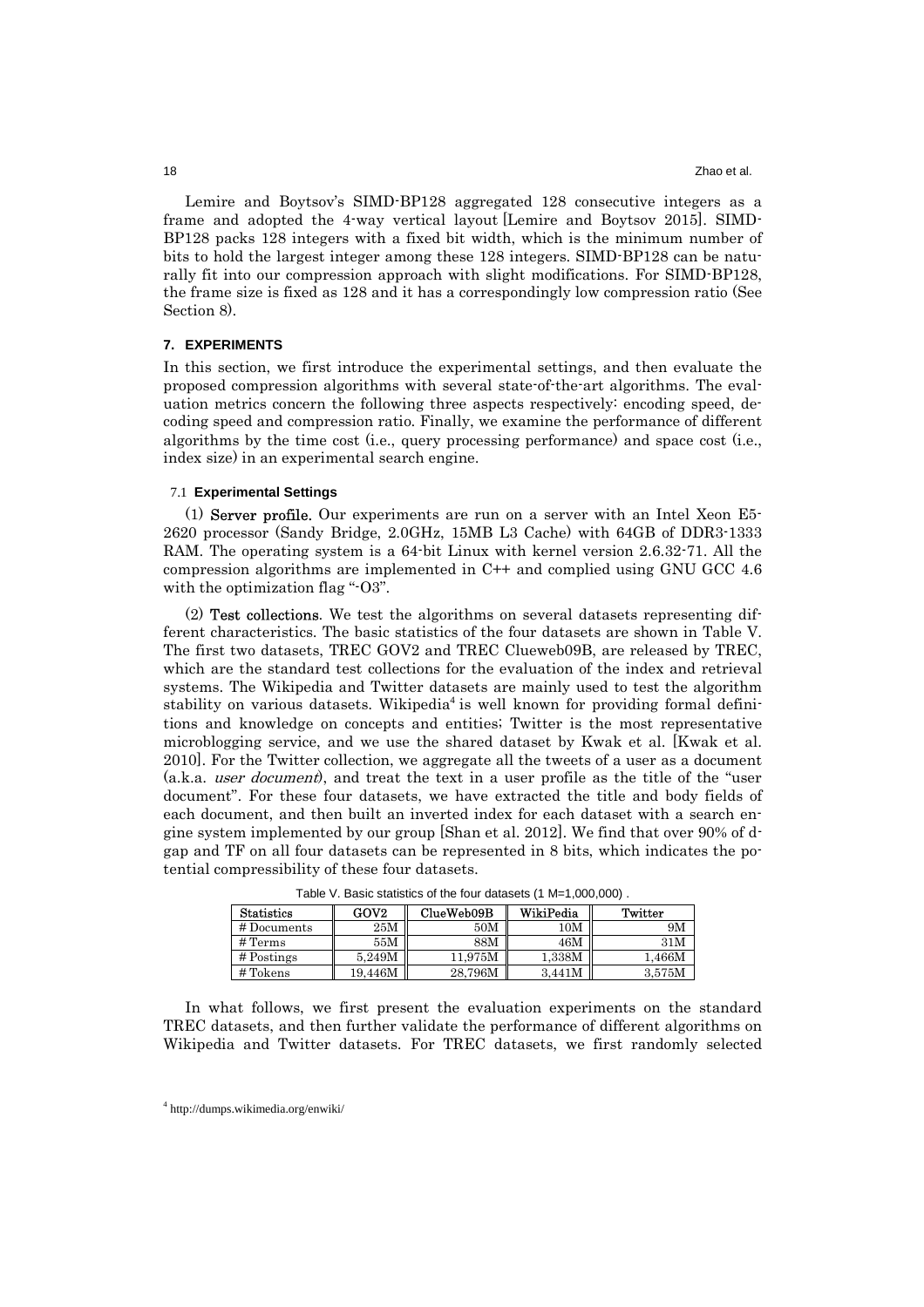Lemire and Boytsov's SIMD-BP128 aggregated 128 consecutive integers as a frame and adopted the 4-way vertical layout [Lemire and Boytsov 2015]. SIMD-BP128 packs 128 integers with a fixed bit width, which is the minimum number of bits to hold the largest integer among these 128 integers. SIMD-BP128 can be naturally fit into our compression approach with slight modifications. For SIMD-BP128, the frame size is fixed as 128 and it has a correspondingly low compression ratio (See Section 8).

## 7. EXPERIMENTS

In this section, we first introduce the experimental settings, and then evaluate the proposed compression algorithms with several state-of-the-art algorithms. The evaluation metrics concern the following three aspects respectively: encoding speed, decoding speed and compression ratio. Finally, we examine the performance of different algorithms by the time cost (i.e., query processing performance) and space cost (i.e., index size) in an experimental search engine.

### 7.1 Experimental Settings

(1) **Server profile.** Our experiments are run on a server with an Intel Xeon E5-2620 processor (Sandy Bridge, 2.0GHz, 15MB L3 Cache) with 64GB of DDR3-1333 RAM. The operating system is a 64-bit Linux with kernel version 2.6.32-71. All the compression algorithms are implemented in C++ and complied using GNU GCC 4.6 with the optimization flag "-O3".

(2) **Test collections.** We test the algorithms on several datasets representing different characteristics. The basic statistics of the four datasets are shown in Table V. The first two datasets, TREC GOV2 and TREC Clueweb09B, are released by TREC, which are the standard test collections for the evaluation of the index and retrieval systems. The Wikipedia and Twitter datasets are mainly used to test the algorithm stability on various datasets. Wikipedia[4] is well known for providing formal definitions and knowledge on concepts and entities; Twitter is the most representative microblogging service, and we use the shared dataset by Kwak et al. [Kwak et al. 2010]. For the Twitter collection, we aggregate all the tweets of a user as a document (a.k.a. *user document*), and treat the text in a user profile as the title of the "user document". For these four datasets, we have extracted the title and body fields of each document, and then built an inverted index for each dataset with a search engine system implemented by our group [Shan et al. 2012]. We find that over 90% of d-gap and TF on all four datasets can be represented in 8 bits, which indicates the potential compressibility of these four datasets.

Table V. Basic statistics of the four datasets (1 M=1,000,000) .

| Statistics | GOV2 | ClueWeb09B | WikiPedia | Twitter |
|---|---|---|---|---|
| # Documents | 25M | 50M | 10M | 9M |
| # Terms | 55M | 88M | 46M | 31M |
| # Postings | 5,249M | 11,975M | 1,338M | 1,466M |
| # Tokens | 19,446M | 28,796M | 3,441M | 3,575M |

In what follows, we first present the evaluation experiments on the standard TREC datasets, and then further validate the performance of different algorithms on Wikipedia and Twitter datasets. For TREC datasets, we first randomly selected

[4] http://dumps.wikimedia.org/enwiki/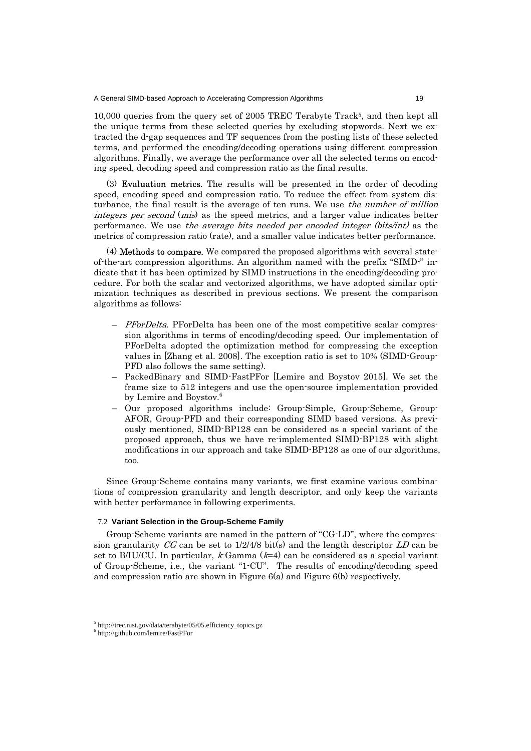10,000 queries from the query set of 2005 TREC Terabyte Track[5], and then kept all the unique terms from these selected queries by excluding stopwords. Next we extracted the d-gap sequences and TF sequences from the posting lists of these selected terms, and performed the encoding/decoding operations using different compression algorithms. Finally, we average the performance over all the selected terms on encoding speed, decoding speed and compression ratio as the final results.

(3) **Evaluation metrics.** The results will be presented in the order of decoding speed, encoding speed and compression ratio. To reduce the effect from system disturbance, the final result is the average of ten runs. We use *the number of million integers per second* (*mis*) as the speed metrics, and a larger value indicates better performance. We use *the average bits needed per encoded integer (bits/int)* as the metrics of compression ratio (rate), and a smaller value indicates better performance.

(4) **Methods to compare.** We compared the proposed algorithms with several state-of-the-art compression algorithms. An algorithm named with the prefix "SIMD-" indicate that it has been optimized by SIMD instructions in the encoding/decoding procedure. For both the scalar and vectorized algorithms, we have adopted similar optimization techniques as described in previous sections. We present the comparison algorithms as follows:

- *PForDelta*. PForDelta has been one of the most competitive scalar compression algorithms in terms of encoding/decoding speed. Our implementation of PForDelta adopted the optimization method for compressing the exception values in [Zhang et al. 2008]. The exception ratio is set to 10% (SIMD-Group-PFD also follows the same setting).
- PackedBinary and SIMD-FastPFor [Lemire and Boystov 2015]. We set the frame size to 512 integers and use the open-source implementation provided by Lemire and Boystov.[6]
- Our proposed algorithms include: Group-Simple, Group-Scheme, Group-AFOR, Group-PFD and their corresponding SIMD based versions. As previously mentioned, SIMD-BP128 can be considered as a special variant of the proposed approach, thus we have re-implemented SIMD-BP128 with slight modifications in our approach and take SIMD-BP128 as one of our algorithms, too.

Since Group-Scheme contains many variants, we first examine various combinations of compression granularity and length descriptor, and only keep the variants with better performance in following experiments.

### 7.2 Variant Selection in the Group-Scheme Family

Group-Scheme variants are named in the pattern of "CG-LD", where the compression granularity *CG* can be set to 1/2/4/8 bit(s) and the length descriptor *LD* can be set to B/IU/CU. In particular, *k*-Gamma (*k*=4) can be considered as a special variant of Group-Scheme, i.e., the variant "1-CU". The results of encoding/decoding speed and compression ratio are shown in Figure 6(a) and Figure 6(b) respectively.

[5] http://trec.nist.gov/data/terabyte/05/05.efficiency_topics.gz

[6] http://github.com/lemire/FastPFor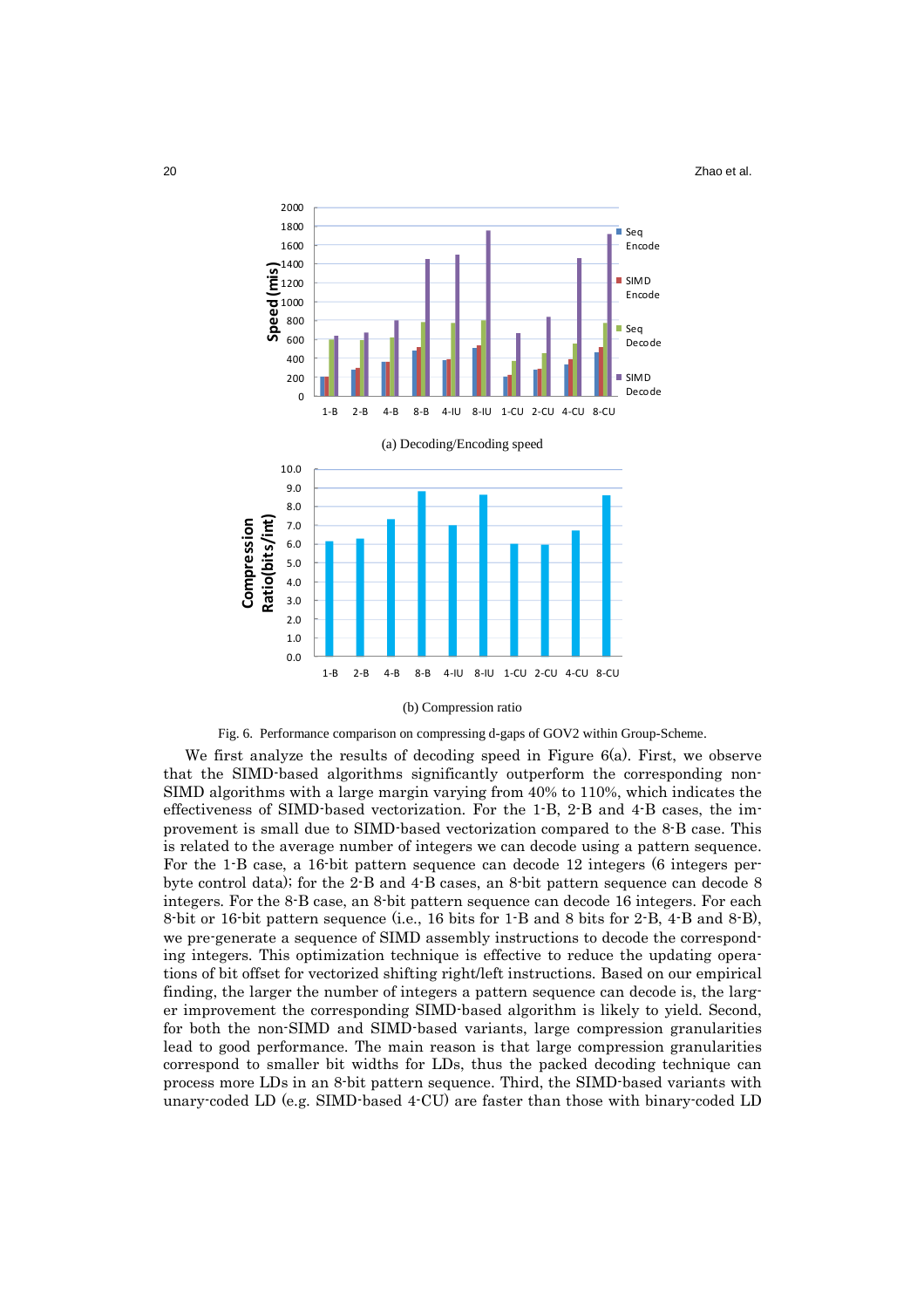(a) Decoding/Encoding speed

(b) Compression ratio

Fig. 6. Performance comparison on compressing d-gaps of GOV2 within Group-Scheme.

We first analyze the results of decoding speed in Figure 6(a). First, we observe that the SIMD-based algorithms significantly outperform the corresponding non-SIMD algorithms with a large margin varying from 40% to 110%, which indicates the effectiveness of SIMD-based vectorization. For the 1-B, 2-B and 4-B cases, the improvement is small due to SIMD-based vectorization compared to the 8-B case. This is related to the average number of integers we can decode using a pattern sequence. For the 1-B case, a 16-bit pattern sequence can decode 12 integers (6 integers per-byte control data); for the 2-B and 4-B cases, an 8-bit pattern sequence can decode 8 integers. For the 8-B case, an 8-bit pattern sequence can decode 16 integers. For each 8-bit or 16-bit pattern sequence (i.e., 16 bits for 1-B and 8 bits for 2-B, 4-B and 8-B), we pre-generate a sequence of SIMD assembly instructions to decode the corresponding integers. This optimization technique is effective to reduce the updating operations of bit offset for vectorized shifting right/left instructions. Based on our empirical finding, the larger the number of integers a pattern sequence can decode is, the larger improvement the corresponding SIMD-based algorithm is likely to yield. Second, for both the non-SIMD and SIMD-based variants, large compression granularities lead to good performance. The main reason is that large compression granularities correspond to smaller bit widths for LDs, thus the packed decoding technique can process more LDs in an 8-bit pattern sequence. Third, the SIMD-based variants with unary-coded LD (e.g. SIMD-based 4-CU) are faster than those with binary-coded LD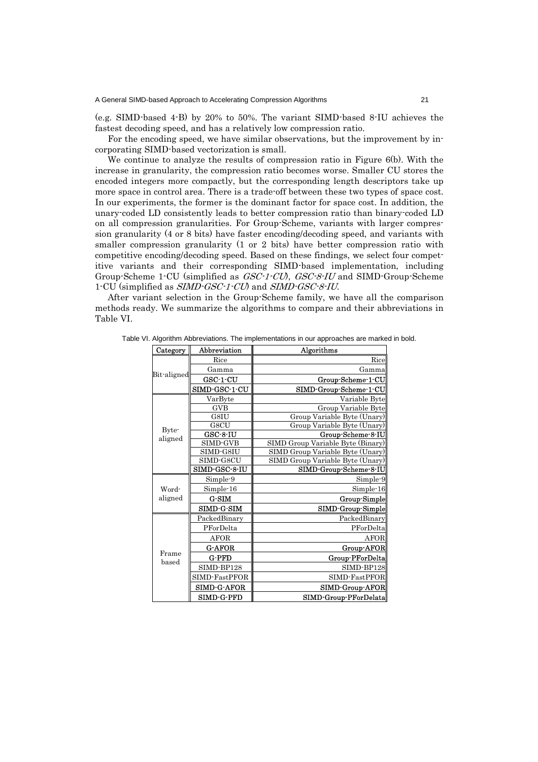(e.g. SIMD-based 4-B) by 20% to 50%. The variant SIMD-based 8-IU achieves the fastest decoding speed, and has a relatively low compression ratio.

For the encoding speed, we have similar observations, but the improvement by incorporating SIMD-based vectorization is small.

We continue to analyze the results of compression ratio in Figure 6(b). With the increase in granularity, the compression ratio becomes worse. Smaller CU stores the encoded integers more compactly, but the corresponding length descriptors take up more space in control area. There is a trade-off between these two types of space cost. In our experiments, the former is the dominant factor for space cost. In addition, the unary-coded LD consistently leads to better compression ratio than binary-coded LD on all compression granularities. For Group-Scheme, variants with larger compression granularity (4 or 8 bits) have faster encoding/decoding speed, and variants with smaller compression granularity (1 or 2 bits) have better compression ratio with competitive encoding/decoding speed. Based on these findings, we select four competitive variants and their corresponding SIMD-based implementation, including Group-Scheme 1-CU (simplified as *GSC-1-CU*), *GSC-8-IU* and SIMD-Group-Scheme 1-CU (simplified as *SIMD-GSC-1-CU*) and *SIMD-GSC-8-IU*.

After variant selection in the Group-Scheme family, we have all the comparison methods ready. We summarize the algorithms to compare and their abbreviations in Table VI.

Table VI. Algorithm Abbreviations. The implementations in our approaches are marked in bold.

| Category | Abbreviation | Algorithms |
|---|---|---|
| Bit-aligned | Rice | Rice |
| | Gamma | Gamma |
| | **GSC-1-CU** | **Group-Scheme-1-CU** |
| | **SIMD-GSC-1-CU** | **SIMD-Group-Scheme-1-CU** |
| Byte-aligned | VarByte | Variable Byte |
| | GVB | Group Variable Byte |
| | G8IU | Group Variable Byte (Unary) |
| | G8CU | Group Variable Byte (Unary) |
| | **GSC-8-IU** | **Group-Scheme-8-IU** |
| | SIMD-GVB | SIMD Group Variable Byte (Binary) |
| | SIMD-G8IU | SIMD Group Variable Byte (Unary) |
| | SIMD-G8CU | SIMD Group Variable Byte (Unary) |
| | **SIMD-GSC-8-IU** | **SIMD-Group-Scheme-8-IU** |
| Word-aligned | Simple-9 | Simple-9 |
| | Simple-16 | Simple-16 |
| | **G-SIM** | **Group-Simple** |
| | **SIMD-G-SIM** | **SIMD-Group-Simple** |
| Frame based | PackedBinary | PackedBinary |
| | PForDelta | PForDelta |
| | AFOR | AFOR |
| | **G-AFOR** | **Group-AFOR** |
| | **G-PFD** | **Group-PForDelta** |
| | SIMD-BP128 | SIMD-BP128 |
| | SIMD-FastPFOR | SIMD-FastPFOR |
| | **SIMD-G-AFOR** | **SIMD-Group-AFOR** |
| | **SIMD-G-PFD** | **SIMD-Group-PForDelata** |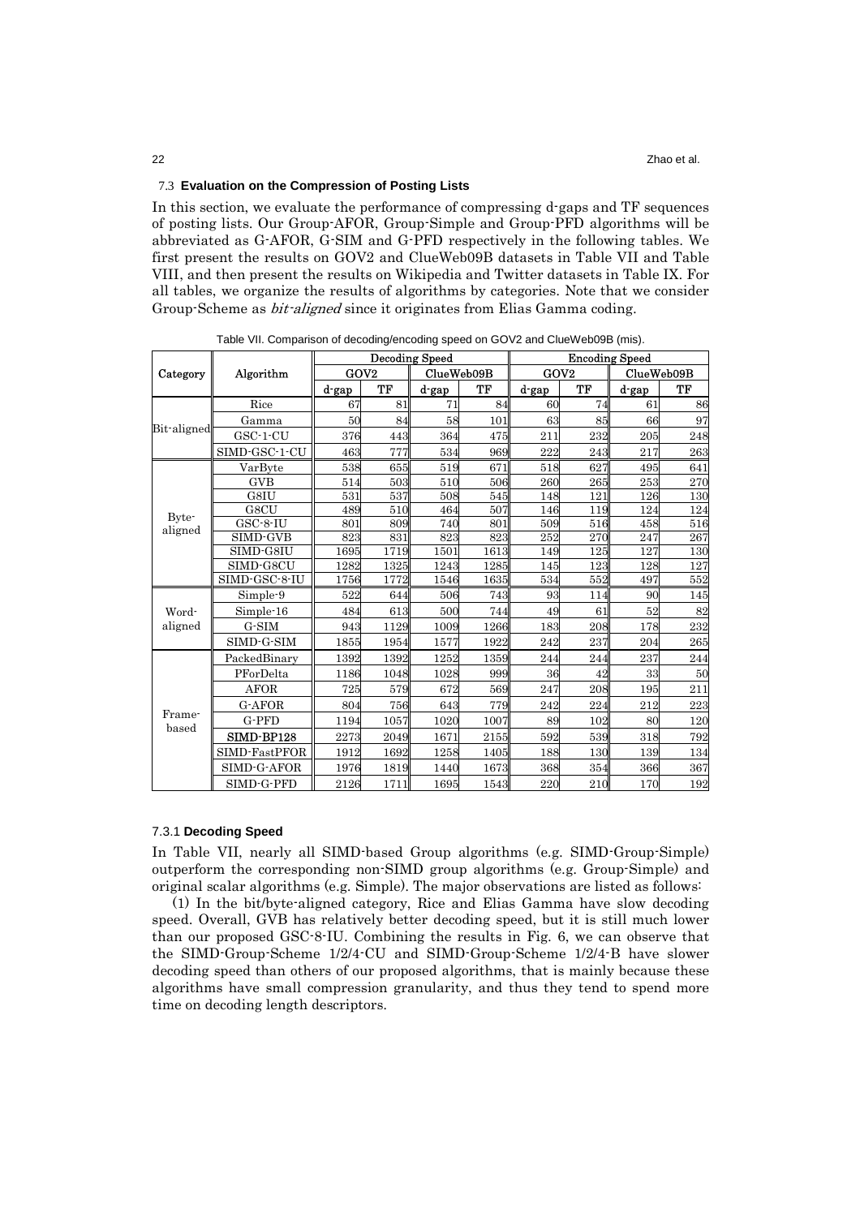### 7.3 Evaluation on the Compression of Posting Lists

In this section, we evaluate the performance of compressing d-gaps and TF sequences of posting lists. Our Group-AFOR, Group-Simple and Group-PFD algorithms will be abbreviated as G-AFOR, G-SIM and G-PFD respectively in the following tables. We first present the results on GOV2 and ClueWeb09B datasets in Table VII and Table VIII, and then present the results on Wikipedia and Twitter datasets in Table IX. For all tables, we organize the results of algorithms by categories. Note that we consider Group-Scheme as *bit-aligned* since it originates from Elias Gamma coding.

Table VII. Comparison of decoding/encoding speed on GOV2 and ClueWeb09B (mis).

| Category | Algorithm | Decoding Speed | | | | Encoding Speed | | | |
|---|---|---|---|---|---|---|---|---|---|
| | | GOV2 | | ClueWeb09B | | GOV2 | | ClueWeb09B | |
| | | d-gap | TF | d-gap | TF | d-gap | TF | d-gap | TF |
| Bit-aligned | Rice | 67 | 81 | 71 | 84 | 60 | 74 | 61 | 86 |
| | Gamma | 50 | 84 | 58 | 101 | 63 | 85 | 66 | 97 |
| | GSC-1-CU | 376 | 443 | 364 | 475 | 211 | 232 | 205 | 248 |
| | SIMD-GSC-1-CU | 463 | 777 | 534 | 969 | 222 | 243 | 217 | 263 |
| Byte-aligned | VarByte | 538 | 655 | 519 | 671 | 518 | 627 | 495 | 641 |
| | GVB | 514 | 503 | 510 | 506 | 260 | 265 | 253 | 270 |
| | G8IU | 531 | 537 | 508 | 545 | 148 | 121 | 126 | 130 |
| | G8CU | 489 | 510 | 464 | 507 | 146 | 119 | 124 | 124 |
| | GSC-8-IU | 801 | 809 | 740 | 801 | 509 | 516 | 458 | 516 |
| | SIMD-GVB | 823 | 831 | 823 | 823 | 252 | 270 | 247 | 267 |
| | SIMD-G8IU | 1695 | 1719 | 1501 | 1613 | 149 | 125 | 127 | 130 |
| | SIMD-G8CU | 1282 | 1325 | 1243 | 1285 | 145 | 123 | 128 | 127 |
| | SIMD-GSC-8-IU | 1756 | 1772 | 1546 | 1635 | 534 | 552 | 497 | 552 |
| Word-aligned | Simple-9 | 522 | 644 | 506 | 743 | 93 | 114 | 90 | 145 |
| | Simple-16 | 484 | 613 | 500 | 744 | 49 | 61 | 52 | 82 |
| | G-SIM | 943 | 1129 | 1009 | 1266 | 183 | 208 | 178 | 232 |
| | SIMD-G-SIM | 1855 | 1954 | 1577 | 1922 | 242 | 237 | 204 | 265 |
| Frame-based | PackedBinary | 1392 | 1392 | 1252 | 1359 | 244 | 244 | 237 | 244 |
| | PForDelta | 1186 | 1048 | 1028 | 999 | 36 | 42 | 33 | 50 |
| | AFOR | 725 | 579 | 672 | 569 | 247 | 208 | 195 | 211 |
| | G-AFOR | 804 | 756 | 643 | 779 | 242 | 224 | 212 | 223 |
| | G-PFD | 1194 | 1057 | 1020 | 1007 | 89 | 102 | 80 | 120 |
| | SIMD-BP128 | 2273 | 2049 | 1671 | 2155 | 592 | 539 | 318 | 792 |
| | SIMD-FastPFOR | 1912 | 1692 | 1258 | 1405 | 188 | 130 | 139 | 134 |
| | SIMD-G-AFOR | 1976 | 1819 | 1440 | 1673 | 368 | 354 | 366 | 367 |
| | SIMD-G-PFD | 2126 | 1711 | 1695 | 1543 | 220 | 210 | 170 | 192 |

#### 7.3.1 Decoding Speed

In Table VII, nearly all SIMD-based Group algorithms (e.g. SIMD-Group-Simple) outperform the corresponding non-SIMD group algorithms (e.g. Group-Simple) and original scalar algorithms (e.g. Simple). The major observations are listed as follows:

(1) In the bit/byte-aligned category, Rice and Elias Gamma have slow decoding speed. Overall, GVB has relatively better decoding speed, but it is still much lower than our proposed GSC-8-IU. Combining the results in Fig. 6, we can observe that the SIMD-Group-Scheme 1/2/4-CU and SIMD-Group-Scheme 1/2/4-B have slower decoding speed than others of our proposed algorithms, that is mainly because these algorithms have small compression granularity, and thus they tend to spend more time on decoding length descriptors.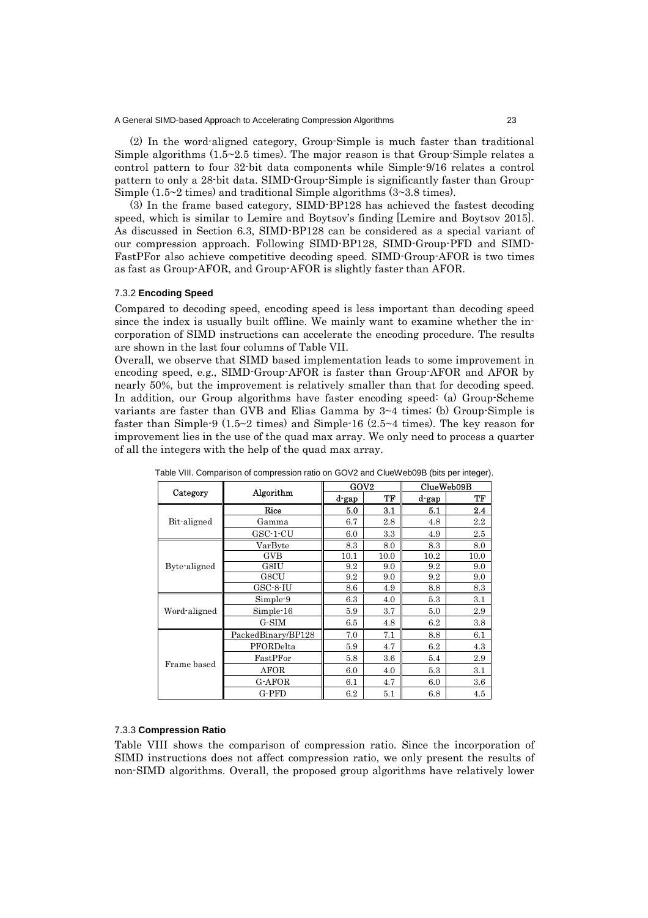(2) In the word-aligned category, Group-Simple is much faster than traditional Simple algorithms (1.5~2.5 times). The major reason is that Group-Simple relates a control pattern to four 32-bit data components while Simple-9/16 relates a control pattern to only a 28-bit data. SIMD-Group-Simple is significantly faster than Group-Simple (1.5~2 times) and traditional Simple algorithms (3~3.8 times).

(3) In the frame based category, SIMD-BP128 has achieved the fastest decoding speed, which is similar to Lemire and Boytsov's finding [Lemire and Boytsov 2015]. As discussed in Section 6.3, SIMD-BP128 can be considered as a special variant of our compression approach. Following SIMD-BP128, SIMD-Group-PFD and SIMD-FastPFor also achieve competitive decoding speed. SIMD-Group-AFOR is two times as fast as Group-AFOR, and Group-AFOR is slightly faster than AFOR.

#### 7.3.2 **Encoding Speed**

Compared to decoding speed, encoding speed is less important than decoding speed since the index is usually built offline. We mainly want to examine whether the incorporation of SIMD instructions can accelerate the encoding procedure. The results are shown in the last four columns of Table VII.

Overall, we observe that SIMD based implementation leads to some improvement in encoding speed, e.g., SIMD-Group-AFOR is faster than Group-AFOR and AFOR by nearly 50%, but the improvement is relatively smaller than that for decoding speed. In addition, our Group algorithms have faster encoding speed: (a) Group-Scheme variants are faster than GVB and Elias Gamma by 3~4 times; (b) Group-Simple is faster than Simple-9 (1.5~2 times) and Simple-16 (2.5~4 times). The key reason for improvement lies in the use of the quad max array. We only need to process a quarter of all the integers with the help of the quad max array.

Table VIII. Comparison of compression ratio on GOV2 and ClueWeb09B (bits per integer).

| Category | Algorithm | GOV2 | | ClueWeb09B | |
|---|---|---|---|---|---|
| | | d-gap | TF | d-gap | TF |
| Bit-aligned | Rice | 5.0 | 3.1 | 5.1 | 2.4 |
| | Gamma | 6.7 | 2.8 | 4.8 | 2.2 |
| | GSC-1-CU | 6.0 | 3.3 | 4.9 | 2.5 |
| Byte-aligned | VarByte | 8.3 | 8.0 | 8.3 | 8.0 |
| | GVB | 10.1 | 10.0 | 10.2 | 10.0 |
| | G8IU | 9.2 | 9.0 | 9.2 | 9.0 |
| | G8CU | 9.2 | 9.0 | 9.2 | 9.0 |
| | GSC-8-IU | 8.6 | 4.9 | 8.8 | 8.3 |
| Word-aligned | Simple-9 | 6.3 | 4.0 | 5.3 | 3.1 |
| | Simple-16 | 5.9 | 3.7 | 5.0 | 2.9 |
| | G-SIM | 6.5 | 4.8 | 6.2 | 3.8 |
| Frame based | PackedBinary/BP128 | 7.0 | 7.1 | 8.8 | 6.1 |
| | PFORDelta | 5.9 | 4.7 | 6.2 | 4.3 |
| | FastPFor | 5.8 | 3.6 | 5.4 | 2.9 |
| | AFOR | 6.0 | 4.0 | 5.3 | 3.1 |
| | G-AFOR | 6.1 | 4.7 | 6.0 | 3.6 |
| | G-PFD | 6.2 | 5.1 | 6.8 | 4.5 |

#### 7.3.3 **Compression Ratio**

Table VIII shows the comparison of compression ratio. Since the incorporation of SIMD instructions does not affect compression ratio, we only present the results of non-SIMD algorithms. Overall, the proposed group algorithms have relatively lower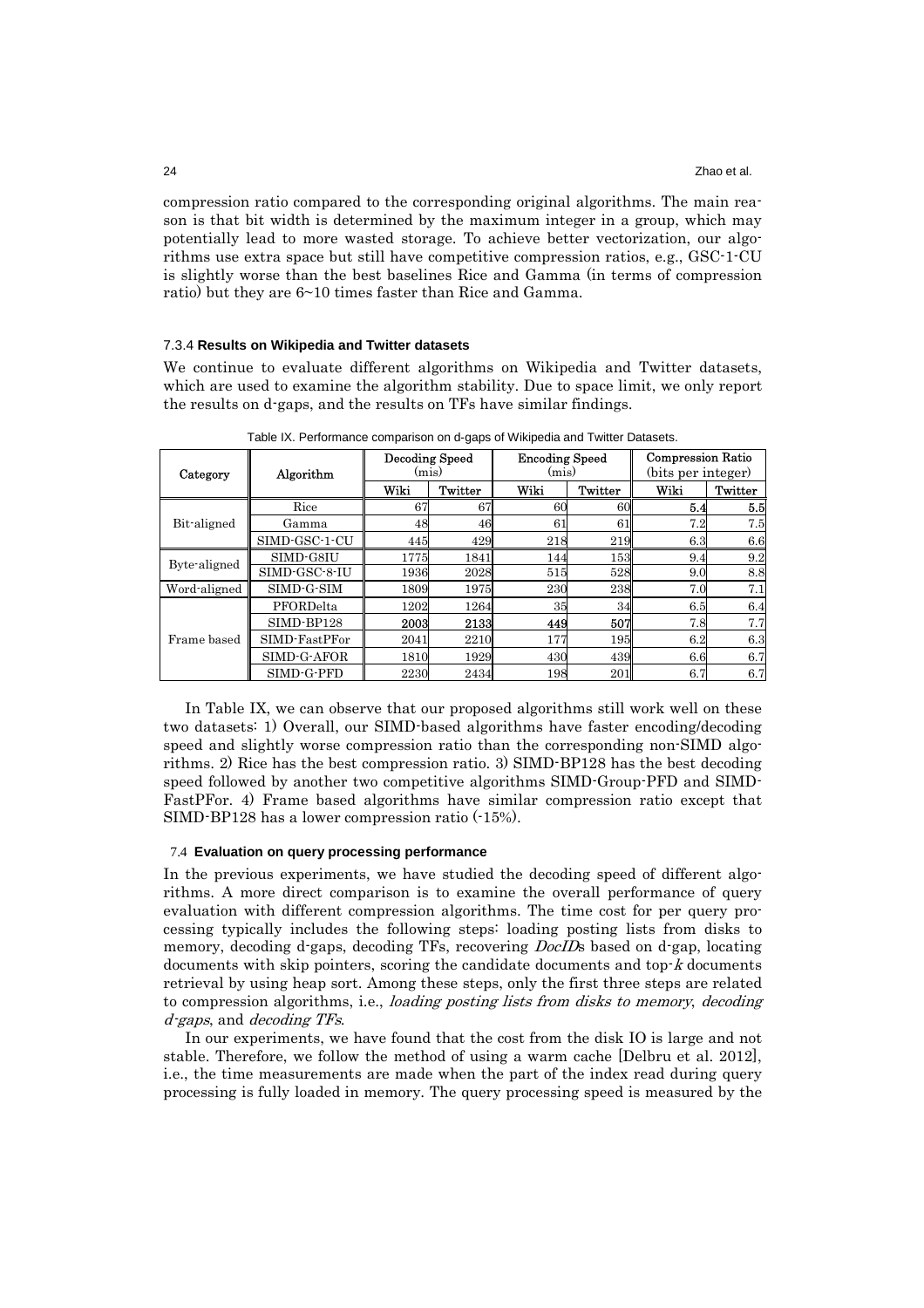compression ratio compared to the corresponding original algorithms. The main reason is that bit width is determined by the maximum integer in a group, which may potentially lead to more wasted storage. To achieve better vectorization, our algorithms use extra space but still have competitive compression ratios, e.g., GSC-1-CU is slightly worse than the best baselines Rice and Gamma (in terms of compression ratio) but they are 6~10 times faster than Rice and Gamma.

#### 7.3.4 **Results on Wikipedia and Twitter datasets**

We continue to evaluate different algorithms on Wikipedia and Twitter datasets, which are used to examine the algorithm stability. Due to space limit, we only report the results on d-gaps, and the results on TFs have similar findings.

Table IX. Performance comparison on d-gaps of Wikipedia and Twitter Datasets.

| Category | Algorithm | Decoding Speed (mis) | | Encoding Speed (mis) | | Compression Ratio (bits per integer) | |
|---|---|---|---|---|---|---|---|
| | | Wiki | Twitter | Wiki | Twitter | Wiki | Twitter |
| Bit-aligned | Rice | 67 | 67 | 60 | 60 | **5.4** | **5.5** |
| | Gamma | 48 | 46 | 61 | 61 | 7.2 | 7.5 |
| | SIMD-GSC-1-CU | 445 | 429 | 218 | 219 | 6.3 | 6.6 |
| Byte-aligned | SIMD-G8IU | 1775 | 1841 | 144 | 153 | 9.4 | 9.2 |
| | SIMD-GSC-8-IU | 1936 | 2028 | 515 | 528 | 9.0 | 8.8 |
| Word-aligned | SIMD-G-SIM | 1809 | 1975 | 230 | 238 | 7.0 | 7.1 |
| Frame based | PFORDelta | 1202 | 1264 | 35 | 34 | 6.5 | 6.4 |
| | SIMD-BP128 | **2003** | **2133** | **449** | **507** | 7.8 | 7.7 |
| | SIMD-FastPFor | 2041 | 2210 | 177 | 195 | 6.2 | 6.3 |
| | SIMD-G-AFOR | 1810 | 1929 | 430 | 439 | 6.6 | 6.7 |
| | SIMD-G-PFD | 2230 | 2434 | 198 | 201 | 6.7 | 6.7 |

In Table IX, we can observe that our proposed algorithms still work well on these two datasets: 1) Overall, our SIMD-based algorithms have faster encoding/decoding speed and slightly worse compression ratio than the corresponding non-SIMD algorithms. 2) Rice has the best compression ratio. 3) SIMD-BP128 has the best decoding speed followed by another two competitive algorithms SIMD-Group-PFD and SIMD-FastPFor. 4) Frame based algorithms have similar compression ratio except that SIMD-BP128 has a lower compression ratio (-15%).

### 7.4 **Evaluation on query processing performance**

In the previous experiments, we have studied the decoding speed of different algorithms. A more direct comparison is to examine the overall performance of query evaluation with different compression algorithms. The time cost for per query processing typically includes the following steps: loading posting lists from disks to memory, decoding d-gaps, decoding TFs, recovering *DocIDs* based on d-gap, locating documents with skip pointers, scoring the candidate documents and top-*k* documents retrieval by using heap sort. Among these steps, only the first three steps are related to compression algorithms, i.e., *loading posting lists from disks to memory*, *decoding d-gaps*, and *decoding TFs*.

In our experiments, we have found that the cost from the disk IO is large and not stable. Therefore, we follow the method of using a warm cache [Delbru et al. 2012], i.e., the time measurements are made when the part of the index read during query processing is fully loaded in memory. The query processing speed is measured by the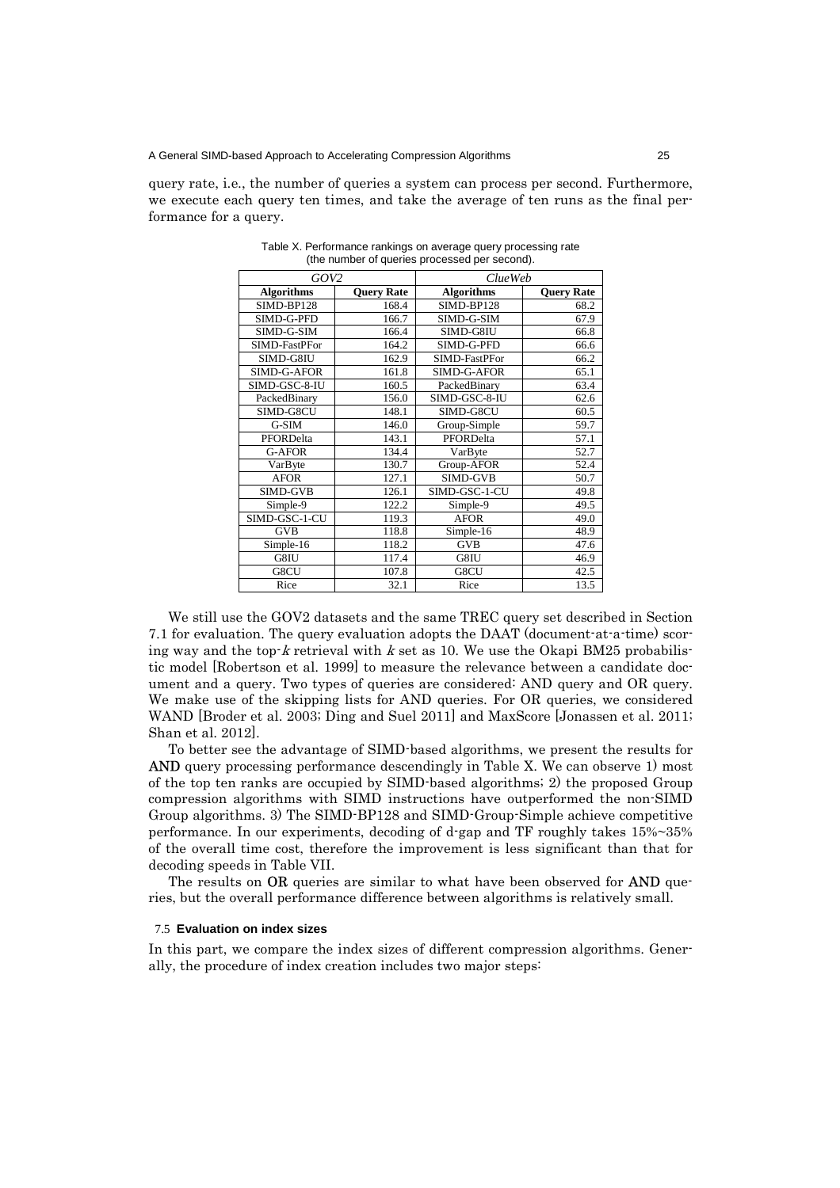query rate, i.e., the number of queries a system can process per second. Furthermore, we execute each query ten times, and take the average of ten runs as the final performance for a query.

Table X. Performance rankings on average query processing rate (the number of queries processed per second).

| *GOV2* | | *ClueWeb* | |
|---|---|---|---|
| **Algorithms** | **Query Rate** | **Algorithms** | **Query Rate** |
| SIMD-BP128 | 168.4 | SIMD-BP128 | 68.2 |
| SIMD-G-PFD | 166.7 | SIMD-G-SIM | 67.9 |
| SIMD-G-SIM | 166.4 | SIMD-G8IU | 66.8 |
| SIMD-FastPFor | 164.2 | SIMD-G-PFD | 66.6 |
| SIMD-G8IU | 162.9 | SIMD-FastPFor | 66.2 |
| SIMD-G-AFOR | 161.8 | SIMD-G-AFOR | 65.1 |
| SIMD-GSC-8-IU | 160.5 | PackedBinary | 63.4 |
| PackedBinary | 156.0 | SIMD-GSC-8-IU | 62.6 |
| SIMD-G8CU | 148.1 | SIMD-G8CU | 60.5 |
| G-SIM | 146.0 | Group-Simple | 59.7 |
| PFORDelta | 143.1 | PFORDelta | 57.1 |
| G-AFOR | 134.4 | VarByte | 52.7 |
| VarByte | 130.7 | Group-AFOR | 52.4 |
| AFOR | 127.1 | SIMD-GVB | 50.7 |
| SIMD-GVB | 126.1 | SIMD-GSC-1-CU | 49.8 |
| Simple-9 | 122.2 | Simple-9 | 49.5 |
| SIMD-GSC-1-CU | 119.3 | AFOR | 49.0 |
| GVB | 118.8 | Simple-16 | 48.9 |
| Simple-16 | 118.2 | GVB | 47.6 |
| G8IU | 117.4 | G8IU | 46.9 |
| G8CU | 107.8 | G8CU | 42.5 |
| Rice | 32.1 | Rice | 13.5 |

We still use the GOV2 datasets and the same TREC query set described in Section 7.1 for evaluation. The query evaluation adopts the DAAT (document-at-a-time) scoring way and the top-*k* retrieval with *k* set as 10. We use the Okapi BM25 probabilistic model [Robertson et al. 1999] to measure the relevance between a candidate document and a query. Two types of queries are considered: AND query and OR query. We make use of the skipping lists for AND queries. For OR queries, we considered WAND [Broder et al. 2003; Ding and Suel 2011] and MaxScore [Jonassen et al. 2011; Shan et al. 2012].

To better see the advantage of SIMD-based algorithms, we present the results for **AND** query processing performance descendingly in Table X. We can observe 1) most of the top ten ranks are occupied by SIMD-based algorithms; 2) the proposed Group compression algorithms with SIMD instructions have outperformed the non-SIMD Group algorithms. 3) The SIMD-BP128 and SIMD-Group-Simple achieve competitive performance. In our experiments, decoding of d-gap and TF roughly takes 15%~35% of the overall time cost, therefore the improvement is less significant than that for decoding speeds in Table VII.

The results on **OR** queries are similar to what have been observed for **AND** queries, but the overall performance difference between algorithms is relatively small.

### 7.5 Evaluation on index sizes

In this part, we compare the index sizes of different compression algorithms. Generally, the procedure of index creation includes two major steps: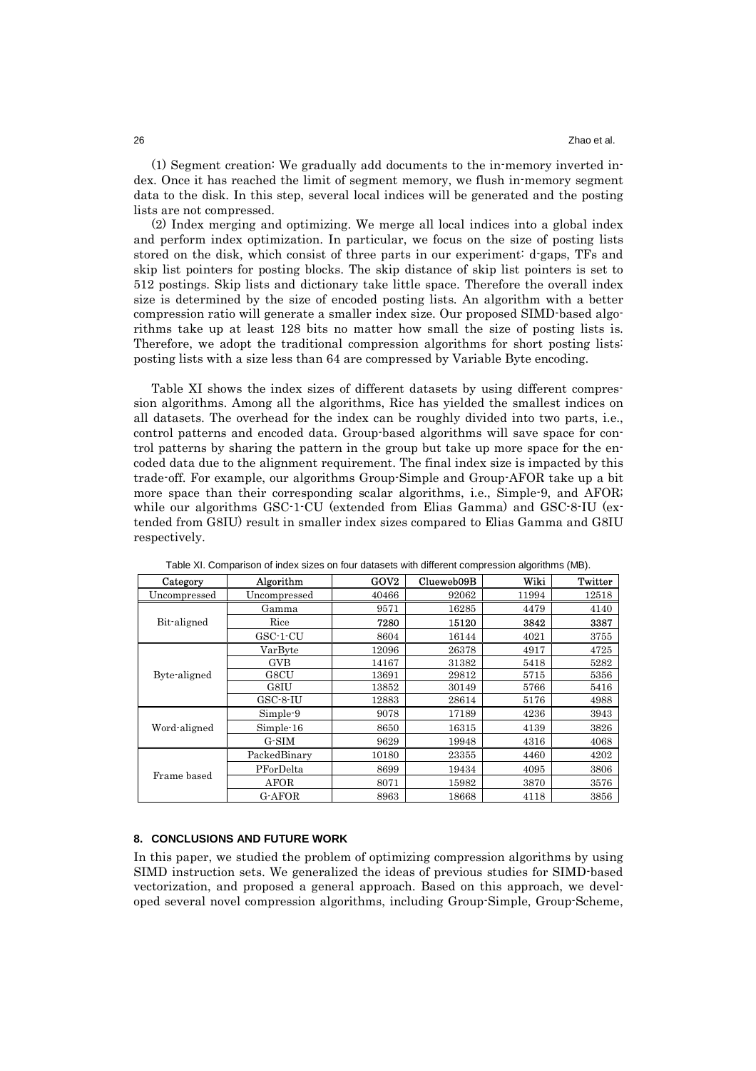(1) Segment creation: We gradually add documents to the in-memory inverted index. Once it has reached the limit of segment memory, we flush in-memory segment data to the disk. In this step, several local indices will be generated and the posting lists are not compressed.

(2) Index merging and optimizing. We merge all local indices into a global index and perform index optimization. In particular, we focus on the size of posting lists stored on the disk, which consist of three parts in our experiment: d-gaps, TFs and skip list pointers for posting blocks. The skip distance of skip list pointers is set to 512 postings. Skip lists and dictionary take little space. Therefore the overall index size is determined by the size of encoded posting lists. An algorithm with a better compression ratio will generate a smaller index size. Our proposed SIMD-based algorithms take up at least 128 bits no matter how small the size of posting lists is. Therefore, we adopt the traditional compression algorithms for short posting lists: posting lists with a size less than 64 are compressed by Variable Byte encoding.

Table XI shows the index sizes of different datasets by using different compression algorithms. Among all the algorithms, Rice has yielded the smallest indices on all datasets. The overhead for the index can be roughly divided into two parts, i.e., control patterns and encoded data. Group-based algorithms will save space for control patterns by sharing the pattern in the group but take up more space for the encoded data due to the alignment requirement. The final index size is impacted by this trade-off. For example, our algorithms Group-Simple and Group-AFOR take up a bit more space than their corresponding scalar algorithms, i.e., Simple-9, and AFOR; while our algorithms GSC-1-CU (extended from Elias Gamma) and GSC-8-IU (extended from G8IU) result in smaller index sizes compared to Elias Gamma and G8IU respectively.

Table XI. Comparison of index sizes on four datasets with different compression algorithms (MB).

| Category | Algorithm | GOV2 | Clueweb09B | Wiki | Twitter |
|---|---|---|---|---|---|
| Uncompressed | Uncompressed | 40466 | 92062 | 11994 | 12518 |
| Bit-aligned | Gamma | 9571 | 16285 | 4479 | 4140 |
| | Rice | **7280** | **15120** | **3842** | **3387** |
| | GSC-1-CU | 8604 | 16144 | 4021 | 3755 |
| Byte-aligned | VarByte | 12096 | 26378 | 4917 | 4725 |
| | GVB | 14167 | 31382 | 5418 | 5282 |
| | G8CU | 13691 | 29812 | 5715 | 5356 |
| | G8IU | 13852 | 30149 | 5766 | 5416 |
| | GSC-8-IU | 12883 | 28614 | 5176 | 4988 |
| Word-aligned | Simple-9 | 9078 | 17189 | 4236 | 3943 |
| | Simple-16 | 8650 | 16315 | 4139 | 3826 |
| | G-SIM | 9629 | 19948 | 4316 | 4068 |
| Frame based | PackedBinary | 10180 | 23355 | 4460 | 4202 |
| | PForDelta | 8699 | 19434 | 4095 | 3806 |
| | AFOR | 8071 | 15982 | 3870 | 3576 |
| | G-AFOR | 8963 | 18668 | 4118 | 3856 |

## 8. CONCLUSIONS AND FUTURE WORK

In this paper, we studied the problem of optimizing compression algorithms by using SIMD instruction sets. We generalized the ideas of previous studies for SIMD-based vectorization, and proposed a general approach. Based on this approach, we developed several novel compression algorithms, including Group-Simple, Group-Scheme,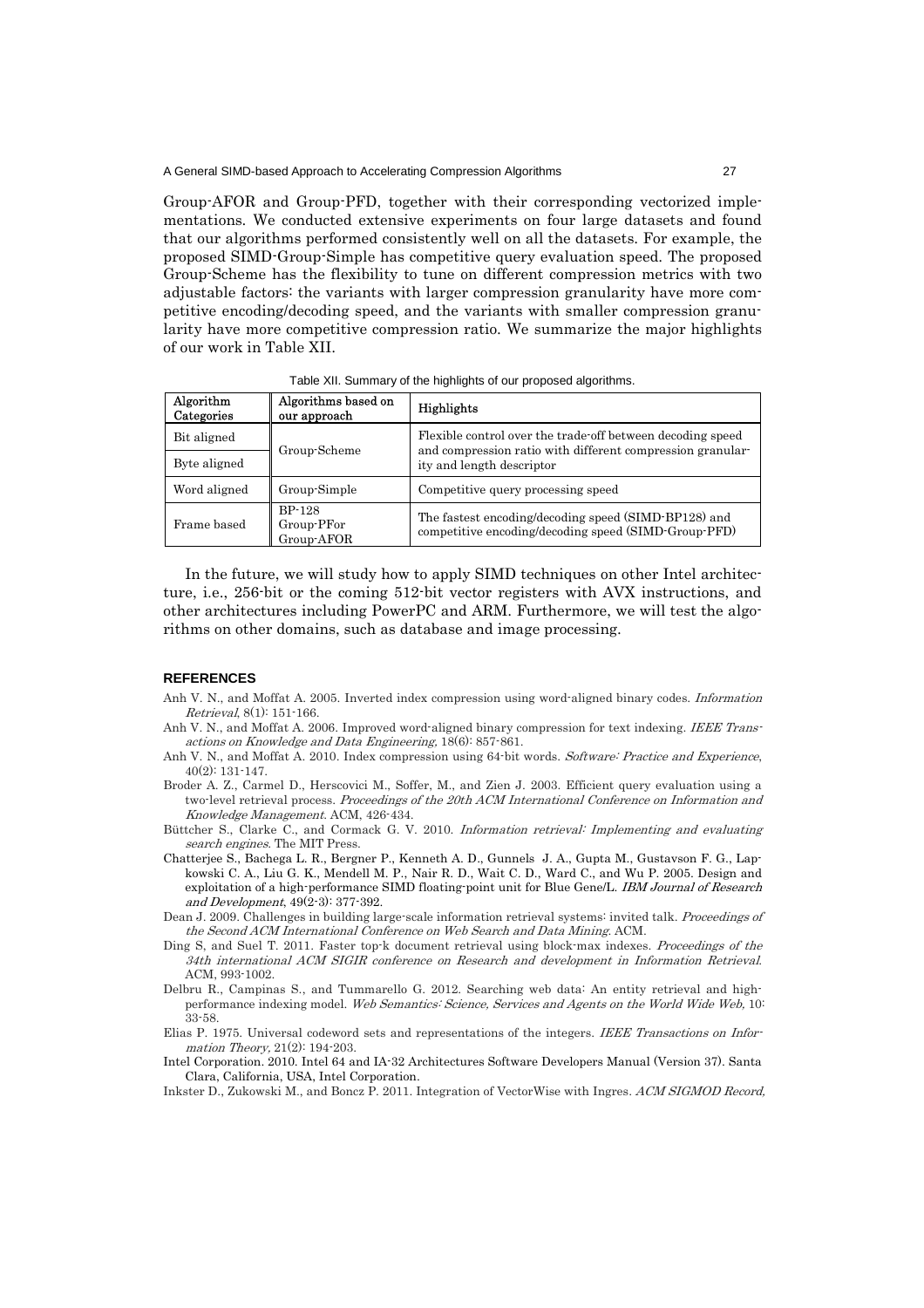Group-AFOR and Group-PFD, together with their corresponding vectorized implementations. We conducted extensive experiments on four large datasets and found that our algorithms performed consistently well on all the datasets. For example, the proposed SIMD-Group-Simple has competitive query evaluation speed. The proposed Group-Scheme has the flexibility to tune on different compression metrics with two adjustable factors: the variants with larger compression granularity have more competitive encoding/decoding speed, and the variants with smaller compression granularity have more competitive compression ratio. We summarize the major highlights of our work in Table XII.

Table XII. Summary of the highlights of our proposed algorithms.

| Algorithm Categories | Algorithms based on our approach | Highlights |
|---|---|---|
| Bit aligned | Group-Scheme | Flexible control over the trade-off between decoding speed and compression ratio with different compression granularity and length descriptor |
| Byte aligned | | |
| Word aligned | Group-Simple | Competitive query processing speed |
| Frame based | BP-128<br>Group-PFor<br>Group-AFOR | The fastest encoding/decoding speed (SIMD-BP128) and competitive encoding/decoding speed (SIMD-Group-PFD) |

In the future, we will study how to apply SIMD techniques on other Intel architecture, i.e., 256-bit or the coming 512-bit vector registers with AVX instructions, and other architectures including PowerPC and ARM. Furthermore, we will test the algorithms on other domains, such as database and image processing.

## REFERENCES

Anh V. N., and Moffat A. 2005. Inverted index compression using word-aligned binary codes. *Information Retrieval*, 8(1): 151-166.

Anh V. N., and Moffat A. 2006. Improved word-aligned binary compression for text indexing. *IEEE Transactions on Knowledge and Data Engineering*, 18(6): 857-861.

Anh V. N., and Moffat A. 2010. Index compression using 64-bit words. *Software: Practice and Experience*, 40(2): 131-147.

Broder A. Z., Carmel D., Herscovici M., Soffer, M., and Zien J. 2003. Efficient query evaluation using a two-level retrieval process. *Proceedings of the 20th ACM International Conference on Information and Knowledge Management*. ACM, 426-434.

Büttcher S., Clarke C., and Cormack G. V. 2010. *Information retrieval: Implementing and evaluating search engines*. The MIT Press.

Chatterjee S., Bachega L. R., Bergner P., Kenneth A. D., Gunnels J. A., Gupta M., Gustavson F. G., Lapkowski C. A., Liu G. K., Mendell M. P., Nair R. D., Wait C. D., Ward C., and Wu P. 2005. Design and exploitation of a high-performance SIMD floating-point unit for Blue Gene/L. *IBM Journal of Research and Development*, 49(2-3): 377-392.

Dean J. 2009. Challenges in building large-scale information retrieval systems: invited talk. *Proceedings of the Second ACM International Conference on Web Search and Data Mining*. ACM.

Ding S, and Suel T. 2011. Faster top-k document retrieval using block-max indexes. *Proceedings of the 34th international ACM SIGIR conference on Research and development in Information Retrieval*. ACM, 993-1002.

Delbru R., Campinas S., and Tummarello G. 2012. Searching web data: An entity retrieval and high-performance indexing model. *Web Semantics: Science, Services and Agents on the World Wide Web*, 10: 33-58.

Elias P. 1975. Universal codeword sets and representations of the integers. *IEEE Transactions on Information Theory*, 21(2): 194-203.

Intel Corporation. 2010. Intel 64 and IA-32 Architectures Software Developers Manual (Version 37). Santa Clara, California, USA, Intel Corporation.

Inkster D., Zukowski M., and Boncz P. 2011. Integration of VectorWise with Ingres. *ACM SIGMOD Record*,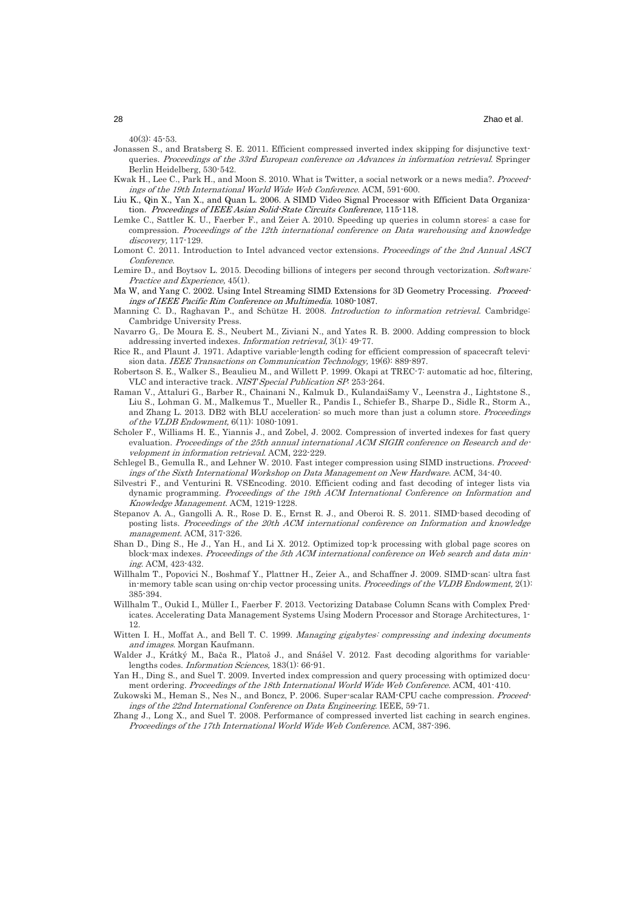40(3): 45-53.

Jonassen S., and Bratsberg S. E. 2011. Efficient compressed inverted index skipping for disjunctive text-queries. *Proceedings of the 33rd European conference on Advances in information retrieval*. Springer Berlin Heidelberg, 530-542.

Kwak H., Lee C., Park H., and Moon S. 2010. What is Twitter, a social network or a news media?. *Proceedings of the 19th International World Wide Web Conference*. ACM, 591-600.

Liu K., Qin X., Yan X., and Quan L. 2006. A SIMD Video Signal Processor with Efficient Data Organization. *Proceedings of IEEE Asian Solid-State Circuits Conference*, 115-118.

Lemke C., Sattler K. U., Faerber F., and Zeier A. 2010. Speeding up queries in column stores: a case for compression. *Proceedings of the 12th international conference on Data warehousing and knowledge discovery*, 117-129.

Lomont C. 2011. Introduction to Intel advanced vector extensions. *Proceedings of the 2nd Annual ASCI Conference*.

Lemire D., and Boytsov L. 2015. Decoding billions of integers per second through vectorization. *Software: Practice and Experience*, 45(1).

Ma W, and Yang C. 2002. Using Intel Streaming SIMD Extensions for 3D Geometry Processing. *Proceedings of IEEE Pacific Rim Conference on Multimedia*. 1080-1087.

Manning C. D., Raghavan P., and Schütze H. 2008. *Introduction to information retrieval*. Cambridge: Cambridge University Press.

Navarro G,. De Moura E. S., Neubert M., Ziviani N., and Yates R. B. 2000. Adding compression to block addressing inverted indexes. *Information retrieval*, 3(1): 49-77.

Rice R., and Plaunt J. 1971. Adaptive variable-length coding for efficient compression of spacecraft television data. *IEEE Transactions on Communication Technology*, 19(6): 889-897.

Robertson S. E., Walker S., Beaulieu M., and Willett P. 1999. Okapi at TREC-7: automatic ad hoc, filtering, VLC and interactive track. *NIST Special Publication SP*. 253-264.

Raman V., Attaluri G., Barber R., Chainani N., Kalmuk D., KulandaiSamy V., Leenstra J., Lightstone S., Liu S., Lohman G. M., Malkemus T., Mueller R., Pandis I., Schiefer B., Sharpe D., Sidle R., Storm A., and Zhang L. 2013. DB2 with BLU acceleration: so much more than just a column store. *Proceedings of the VLDB Endowment*, 6(11): 1080-1091.

Scholer F., Williams H. E., Yiannis J., and Zobel, J. 2002. Compression of inverted indexes for fast query evaluation. *Proceedings of the 25th annual international ACM SIGIR conference on Research and development in information retrieval*. ACM, 222-229.

Schlegel B., Gemulla R., and Lehner W. 2010. Fast integer compression using SIMD instructions. *Proceedings of the Sixth International Workshop on Data Management on New Hardware*. ACM, 34-40.

Silvestri F., and Venturini R. VSEncoding. 2010. Efficient coding and fast decoding of integer lists via dynamic programming. *Proceedings of the 19th ACM International Conference on Information and Knowledge Management*. ACM, 1219-1228.

Stepanov A. A., Gangolli A. R., Rose D. E., Ernst R. J., and Oberoi R. S. 2011. SIMD-based decoding of posting lists. *Proceedings of the 20th ACM international conference on Information and knowledge management*. ACM, 317-326.

Shan D., Ding S., He J., Yan H., and Li X. 2012. Optimized top-k processing with global page scores on block-max indexes. *Proceedings of the 5th ACM international conference on Web search and data mining*. ACM, 423-432.

Willhalm T., Popovici N., Boshmaf Y., Plattner H., Zeier A., and Schaffner J. 2009. SIMD-scan: ultra fast in-memory table scan using on-chip vector processing units. *Proceedings of the VLDB Endowment*, 2(1): 385-394.

Willhalm T., Oukid I., Müller I., Faerber F. 2013. Vectorizing Database Column Scans with Complex Predicates. Accelerating Data Management Systems Using Modern Processor and Storage Architectures, 1-12.

Witten I. H., Moffat A., and Bell T. C. 1999. *Managing gigabytes: compressing and indexing documents and images*. Morgan Kaufmann.

Walder J., Krátký M., Bača R., Platoš J., and Snášel V. 2012. Fast decoding algorithms for variable-lengths codes. *Information Sciences*, 183(1): 66-91.

Yan H., Ding S., and Suel T. 2009. Inverted index compression and query processing with optimized document ordering. *Proceedings of the 18th International World Wide Web Conference*. ACM, 401-410.

Zukowski M., Heman S., Nes N., and Boncz, P. 2006. Super-scalar RAM-CPU cache compression. *Proceedings of the 22nd International Conference on Data Engineering*. IEEE, 59-71.

Zhang J., Long X., and Suel T. 2008. Performance of compressed inverted list caching in search engines. *Proceedings of the 17th International World Wide Web Conference*. ACM, 387-396.